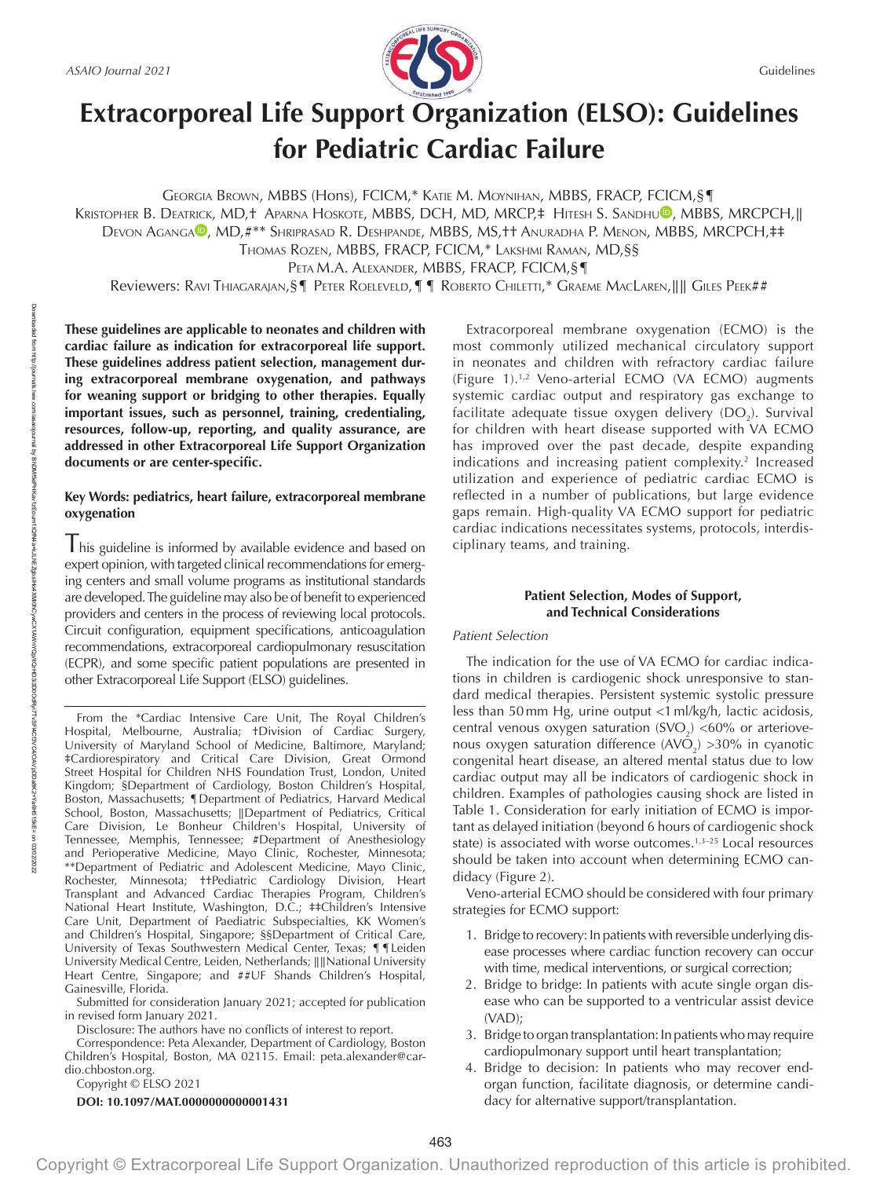# Extracorporeal Life Support Organization (ELSO): Guidelines for Pediatric Cardiac Failure

Georgia Brown, MBBS (Hons), FCICM,* Katie M. Moynihan, MBBS, FRACP, FCICM,§¶ Kristopher B. Deatrick, MD,† Aparna Hoskote, MBBS, DCH, MD, MRCP,‡ Hitesh S. Sandhu, MBBS, MRCPCH,‖ Devon Aganga, MD,#** Shriprasad R. Deshpande, MBBS, MS,†† Anuradha P. Menon, MBBS, MRCPCH,‡‡ Thomas Rozen, MBBS, FRACP, FCICM,* Lakshmi Raman, MD,§§ Peta M.A. Alexander, MBBS, FRACP, FCICM,§¶

Reviewers: Ravi Thiagarajan,§¶ Peter Roeleveld,¶¶ Roberto Chiletti,* Graeme MacLaren,‖‖ Giles Peek##

**These guidelines are applicable to neonates and children with cardiac failure as indication for extracorporeal life support. These guidelines address patient selection, management during extracorporeal membrane oxygenation, and pathways for weaning support or bridging to other therapies. Equally important issues, such as personnel, training, credentialing, resources, follow-up, reporting, and quality assurance, are addressed in other Extracorporeal Life Support Organization documents or are center-specific.**

**Key Words: pediatrics, heart failure, extracorporeal membrane oxygenation**

This guideline is informed by available evidence and based on expert opinion, with targeted clinical recommendations for emerging centers and small volume programs as institutional standards are developed. The guideline may also be of benefit to experienced providers and centers in the process of reviewing local protocols. Circuit configuration, equipment specifications, anticoagulation recommendations, extracorporeal cardiopulmonary resuscitation (ECPR), and some specific patient populations are presented in other Extracorporeal Life Support (ELSO) guidelines.

From the *Cardiac Intensive Care Unit, The Royal Children's Hospital, Melbourne, Australia; †Division of Cardiac Surgery, University of Maryland School of Medicine, Baltimore, Maryland; ‡Cardiorespiratory and Critical Care Division, Great Ormond Street Hospital for Children NHS Foundation Trust, London, United Kingdom; §Department of Cardiology, Boston Children's Hospital, Boston, Massachusetts; ¶Department of Pediatrics, Harvard Medical School, Boston, Massachusetts; ‖Department of Pediatrics, Critical Care Division, Le Bonheur Children's Hospital, University of Tennessee, Memphis, Tennessee; #Department of Anesthesiology and Perioperative Medicine, Mayo Clinic, Rochester, Minnesota; **Department of Pediatric and Adolescent Medicine, Mayo Clinic, Rochester, Minnesota; ††Pediatric Cardiology Division, Heart Transplant and Advanced Cardiac Therapies Program, Children's National Heart Institute, Washington, D.C.; ‡‡Children's Intensive Care Unit, Department of Paediatric Subspecialties, KK Women's and Children's Hospital, Singapore; §§Department of Critical Care, University of Texas Southwestern Medical Center, Texas; ¶¶Leiden University Medical Centre, Leiden, Netherlands; ‖‖National University Heart Centre, Singapore; and ##UF Shands Children's Hospital, Gainesville, Florida.

Submitted for consideration January 2021; accepted for publication in revised form January 2021.

Disclosure: The authors have no conflicts of interest to report.

Correspondence: Peta Alexander, Department of Cardiology, Boston Children's Hospital, Boston, MA 02115. Email: peta.alexander@cardio.chboston.org.

Copyright © ELSO 2021

**DOI: 10.1097/MAT.0000000000001431**

Extracorporeal membrane oxygenation (ECMO) is the most commonly utilized mechanical circulatory support in neonates and children with refractory cardiac failure (Figure 1).[1,2] Veno-arterial ECMO (VA ECMO) augments systemic cardiac output and respiratory gas exchange to facilitate adequate tissue oxygen delivery ($DO_2$). Survival for children with heart disease supported with VA ECMO has improved over the past decade, despite expanding indications and increasing patient complexity.[2] Increased utilization and experience of pediatric cardiac ECMO is reflected in a number of publications, but large evidence gaps remain. High-quality VA ECMO support for pediatric cardiac indications necessitates systems, protocols, interdisciplinary teams, and training.

## Patient Selection, Modes of Support, and Technical Considerations

### Patient Selection

The indication for the use of VA ECMO for cardiac indications in children is cardiogenic shock unresponsive to standard medical therapies. Persistent systemic systolic pressure less than 50 mm Hg, urine output <1 ml/kg/h, lactic acidosis, central venous oxygen saturation ($SVO_2$) <60% or arteriovenous oxygen saturation difference ($AVO_2$) >30% in cyanotic congenital heart disease, an altered mental status due to low cardiac output may all be indicators of cardiogenic shock in children. Examples of pathologies causing shock are listed in Table 1. Consideration for early initiation of ECMO is important as delayed initiation (beyond 6 hours of cardiogenic shock state) is associated with worse outcomes.[1,3–25] Local resources should be taken into account when determining ECMO candidacy (Figure 2).

Veno-arterial ECMO should be considered with four primary strategies for ECMO support:

1. Bridge to recovery: In patients with reversible underlying disease processes where cardiac function recovery can occur with time, medical interventions, or surgical correction;
2. Bridge to bridge: In patients with acute single organ disease who can be supported to a ventricular assist device (VAD);
3. Bridge to organ transplantation: In patients who may require cardiopulmonary support until heart transplantation;
4. Bridge to decision: In patients who may recover end-organ function, facilitate diagnosis, or determine candidacy for alternative support/transplantation.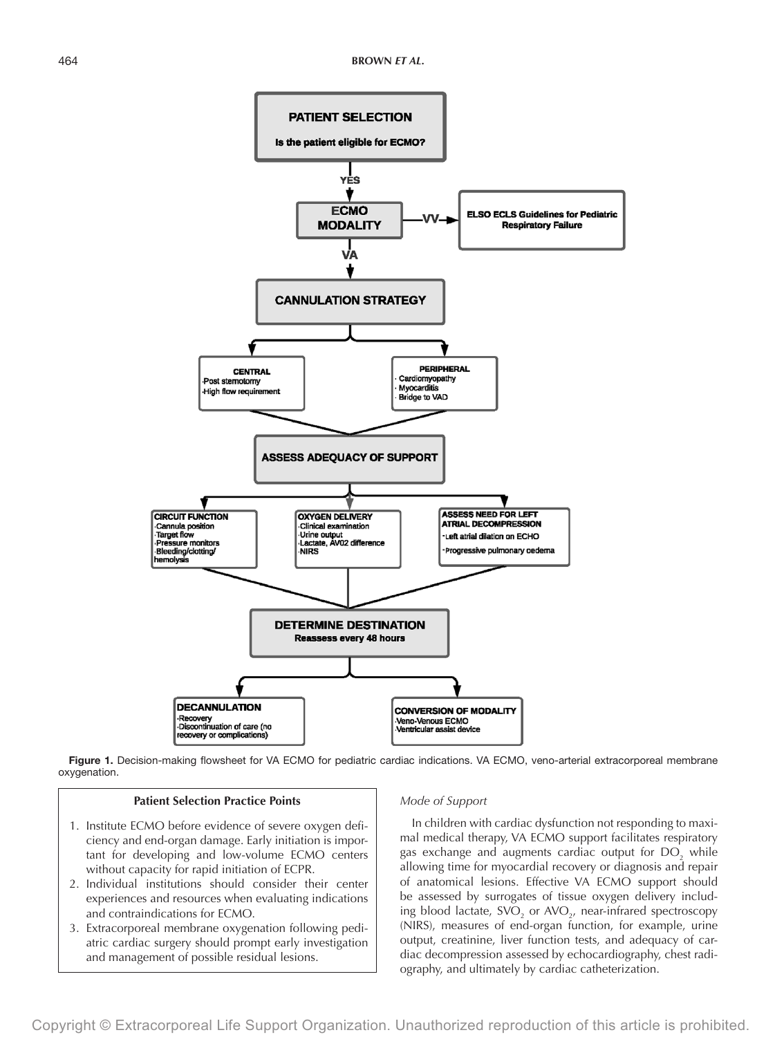**PATIENT SELECTION**

**Is the patient eligible for ECMO?**

YES

**ECMO MODALITY**

VV → **ELSO ECLS Guidelines for Pediatric Respiratory Failure**

VA

**CANNULATION STRATEGY**

**CENTRAL**
- Post sternotomy
- High flow requirement

**PERIPHERAL**
- Cardiomyopathy
- Myocarditis
- Bridge to VAD

**ASSESS ADEQUACY OF SUPPORT**

**CIRCUIT FUNCTION**
- Cannula position
- Target flow
- Pressure monitors
- Bleeding/clotting/hemolysis

**OXYGEN DELIVERY**
- Clinical examination
- Urine output
- Lactate, AV02 difference
- NIRS

**ASSESS NEED FOR LEFT ATRIAL DECOMPRESSION**
- Left atrial dilation on ECHO
- Progressive pulmonary oedema

**DETERMINE DESTINATION**
**Reassess every 48 hours**

**DECANNULATION**
- Recovery
- Discontinuation of care (no recovery or complications)

**CONVERSION OF MODALITY**
- Veno-Venous ECMO
- Ventricular assist device

**Figure 1.** Decision-making flowsheet for VA ECMO for pediatric cardiac indications. VA ECMO, veno-arterial extracorporeal membrane oxygenation.

**Patient Selection Practice Points**

1. Institute ECMO before evidence of severe oxygen deficiency and end-organ damage. Early initiation is important for developing and low-volume ECMO centers without capacity for rapid initiation of ECPR.
2. Individual institutions should consider their center experiences and resources when evaluating indications and contraindications for ECMO.
3. Extracorporeal membrane oxygenation following pediatric cardiac surgery should prompt early investigation and management of possible residual lesions.

*Mode of Support*

In children with cardiac dysfunction not responding to maximal medical therapy, VA ECMO support facilitates respiratory gas exchange and augments cardiac output for $DO_2$ while allowing time for myocardial recovery or diagnosis and repair of anatomical lesions. Effective VA ECMO support should be assessed by surrogates of tissue oxygen delivery including blood lactate, $SVO_2$ or $AVO_2$, near-infrared spectroscopy (NIRS), measures of end-organ function, for example, urine output, creatinine, liver function tests, and adequacy of cardiac decompression assessed by echocardiography, chest radiography, and ultimately by cardiac catheterization.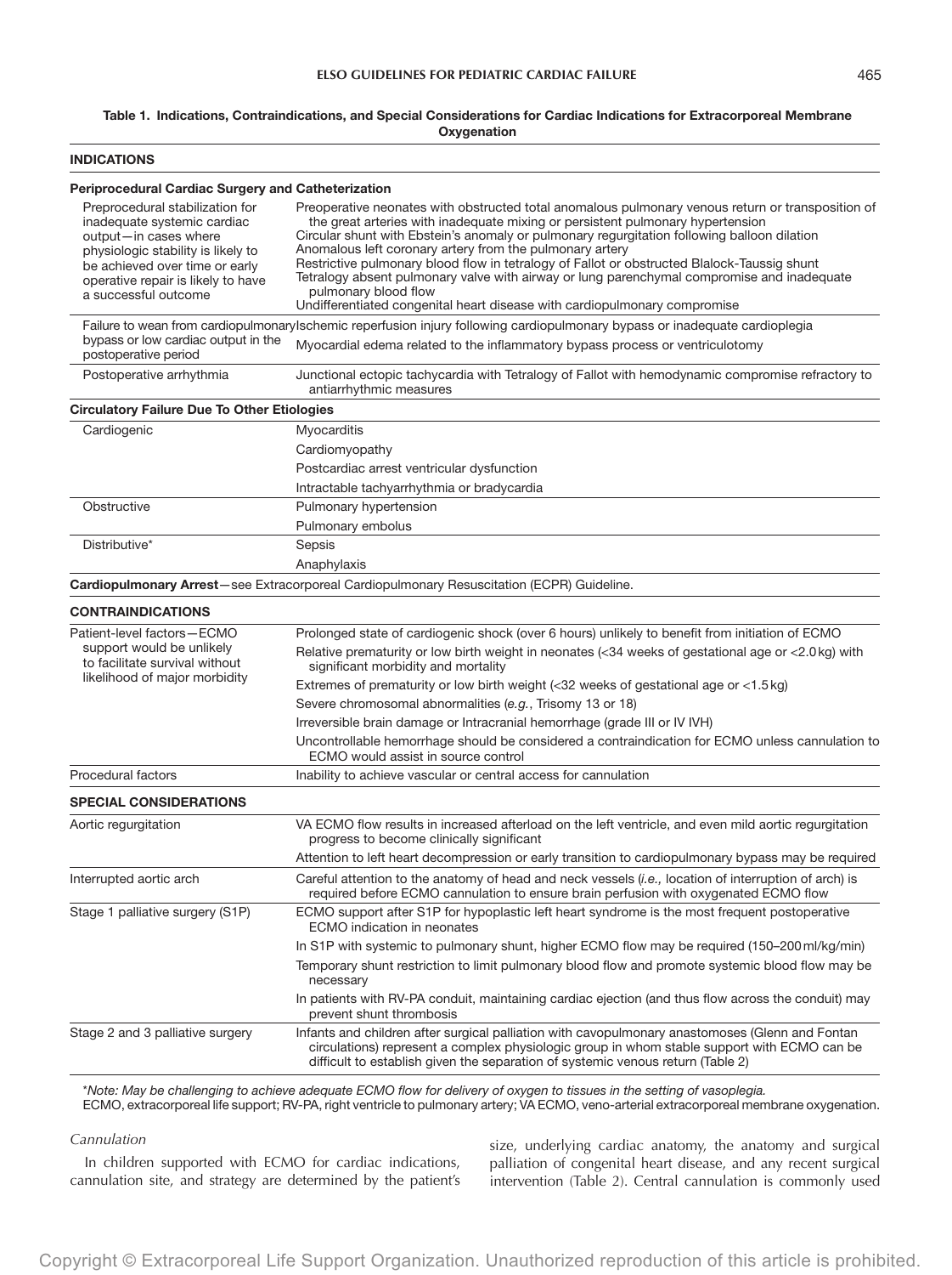**Table 1. Indications, Contraindications, and Special Considerations for Cardiac Indications for Extracorporeal Membrane Oxygenation**

| | |
|---|---|
| **INDICATIONS** | |
| **Periprocedural Cardiac Surgery and Catheterization** | |
| Preprocedural stabilization for inadequate systemic cardiac output—in cases where physiologic stability is likely to be achieved over time or early operative repair is likely to have a successful outcome | Preoperative neonates with obstructed total anomalous pulmonary venous return or transposition of the great arteries with inadequate mixing or persistent pulmonary hypertension<br>Circular shunt with Ebstein's anomaly or pulmonary regurgitation following balloon dilation<br>Anomalous left coronary artery from the pulmonary artery<br>Restrictive pulmonary blood flow in tetralogy of Fallot or obstructed Blalock-Taussig shunt<br>Tetralogy absent pulmonary valve with airway or lung parenchymal compromise and inadequate pulmonary blood flow<br>Undifferentiated congenital heart disease with cardiopulmonary compromise |
| Failure to wean from cardiopulmonary bypass or low cardiac output in the postoperative period | Ischemic reperfusion injury following cardiopulmonary bypass or inadequate cardioplegia<br>Myocardial edema related to the inflammatory bypass process or ventriculotomy |
| Postoperative arrhythmia | Junctional ectopic tachycardia with Tetralogy of Fallot with hemodynamic compromise refractory to antiarrhythmic measures |
| **Circulatory Failure Due To Other Etiologies** | |
| Cardiogenic | Myocarditis |
| | Cardiomyopathy |
| | Postcardiac arrest ventricular dysfunction |
| | Intractable tachyarrhythmia or bradycardia |
| Obstructive | Pulmonary hypertension |
| | Pulmonary embolus |
| Distributive* | Sepsis |
| | Anaphylaxis |
| **Cardiopulmonary Arrest**—see Extracorporeal Cardiopulmonary Resuscitation (ECPR) Guideline. | |
| **CONTRAINDICATIONS** | |
| Patient-level factors—ECMO support would be unlikely to facilitate survival without likelihood of major morbidity | Prolonged state of cardiogenic shock (over 6 hours) unlikely to benefit from initiation of ECMO |
| | Relative prematurity or low birth weight in neonates (<34 weeks of gestational age or <2.0 kg) with significant morbidity and mortality |
| | Extremes of prematurity or low birth weight (<32 weeks of gestational age or <1.5 kg) |
| | Severe chromosomal abnormalities (*e.g.*, Trisomy 13 or 18) |
| | Irreversible brain damage or Intracranial hemorrhage (grade III or IV IVH) |
| | Uncontrollable hemorrhage should be considered a contraindication for ECMO unless cannulation to ECMO would assist in source control |
| Procedural factors | Inability to achieve vascular or central access for cannulation |
| **SPECIAL CONSIDERATIONS** | |
| Aortic regurgitation | VA ECMO flow results in increased afterload on the left ventricle, and even mild aortic regurgitation progress to become clinically significant |
| | Attention to left heart decompression or early transition to cardiopulmonary bypass may be required |
| Interrupted aortic arch | Careful attention to the anatomy of head and neck vessels (*i.e.*, location of interruption of arch) is required before ECMO cannulation to ensure brain perfusion with oxygenated ECMO flow |
| Stage 1 palliative surgery (S1P) | ECMO support after S1P for hypoplastic left heart syndrome is the most frequent postoperative ECMO indication in neonates |
| | In S1P with systemic to pulmonary shunt, higher ECMO flow may be required (150–200 ml/kg/min) |
| | Temporary shunt restriction to limit pulmonary blood flow and promote systemic blood flow may be necessary |
| | In patients with RV-PA conduit, maintaining cardiac ejection (and thus flow across the conduit) may prevent shunt thrombosis |
| Stage 2 and 3 palliative surgery | Infants and children after surgical palliation with cavopulmonary anastomoses (Glenn and Fontan circulations) represent a complex physiologic group in whom stable support with ECMO can be difficult to establish given the separation of systemic venous return (Table 2) |

\**Note: May be challenging to achieve adequate ECMO flow for delivery of oxygen to tissues in the setting of vasoplegia.*
ECMO, extracorporeal life support; RV-PA, right ventricle to pulmonary artery; VA ECMO, veno-arterial extracorporeal membrane oxygenation.

*Cannulation*

In children supported with ECMO for cardiac indications, cannulation site, and strategy are determined by the patient's size, underlying cardiac anatomy, the anatomy and surgical palliation of congenital heart disease, and any recent surgical intervention (Table 2). Central cannulation is commonly used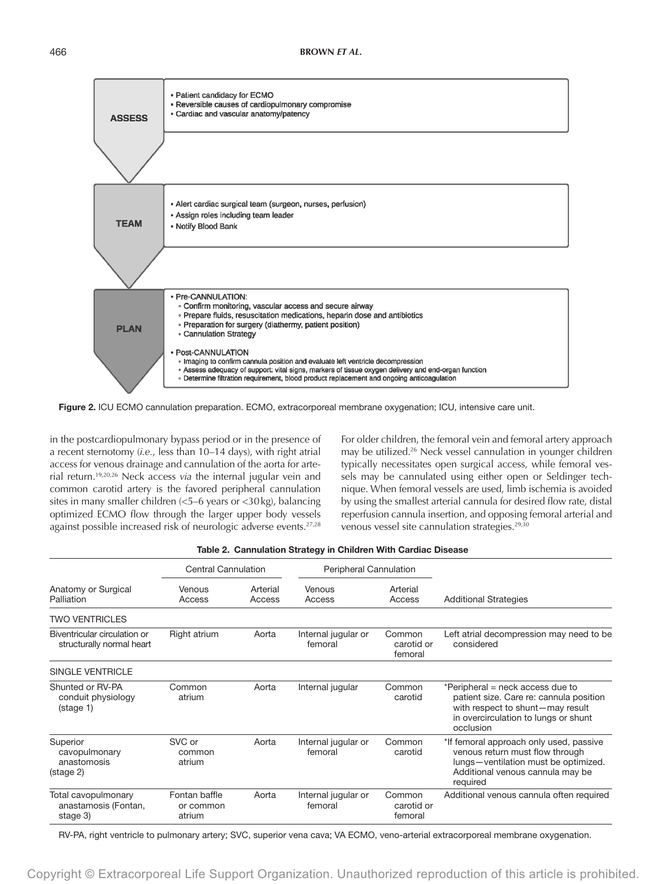**ASSESS**

- Patient candidacy for ECMO
- Reversible causes of cardiopulmonary compromise
- Cardiac and vascular anatomy/patency

**TEAM**

- Alert cardiac surgical team (surgeon, nurses, perfusion)
- Assign roles including team leader
- Notify Blood Bank

**PLAN**

- Pre-CANNULATION:
  - Confirm monitoring, vascular access and secure airway
  - Prepare fluids, resuscitation medications, heparin dose and antibiotics
  - Preparation for surgery (diathermy, patient position)
  - Cannulation Strategy
- Post-CANNULATION
  - Imaging to confirm cannula position and evaluate left ventricle decompression
  - Assess adequacy of support: vital signs, markers of tissue oxygen delivery and end-organ function
  - Determine filtration requirement, blood product replacement and ongoing anticoagulation

**Figure 2.** ICU ECMO cannulation preparation. ECMO, extracorporeal membrane oxygenation; ICU, intensive care unit.

in the postcardiopulmonary bypass period or in the presence of a recent sternotomy (*i.e.*, less than 10–14 days), with right atrial access for venous drainage and cannulation of the aorta for arterial return.[19,20,26] Neck access *via* the internal jugular vein and common carotid artery is the favored peripheral cannulation sites in many smaller children (<5–6 years or <30 kg), balancing optimized ECMO flow through the larger upper body vessels against possible increased risk of neurologic adverse events.[27,28] For older children, the femoral vein and femoral artery approach may be utilized.[26] Neck vessel cannulation in younger children typically necessitates open surgical access, while femoral vessels may be cannulated using either open or Seldinger technique. When femoral vessels are used, limb ischemia is avoided by using the smallest arterial cannula for desired flow rate, distal reperfusion cannula insertion, and opposing femoral arterial and venous vessel site cannulation strategies.[29,30]

**Table 2. Cannulation Strategy in Children With Cardiac Disease**

| | Central Cannulation | | Peripheral Cannulation | | |
|---|---|---|---|---|---|
| Anatomy or Surgical Palliation | Venous Access | Arterial Access | Venous Access | Arterial Access | Additional Strategies |
| TWO VENTRICLES | | | | | |
| Biventricular circulation or structurally normal heart | Right atrium | Aorta | Internal jugular or femoral | Common carotid or femoral | Left atrial decompression may need to be considered |
| SINGLE VENTRICLE | | | | | |
| Shunted or RV-PA conduit physiology (stage 1) | Common atrium | Aorta | Internal jugular | Common carotid | *Peripheral = neck access due to patient size. Care re: cannula position with respect to shunt—may result in overcirculation to lungs or shunt occlusion |
| Superior cavopulmonary anastomosis (stage 2) | SVC or common atrium | Aorta | Internal jugular or femoral | Common carotid | *If femoral approach only used, passive venous return must flow through lungs—ventilation must be optimized. Additional venous cannula may be required |
| Total cavopulmonary anastomosis (Fontan, stage 3) | Fontan baffle or common atrium | Aorta | Internal jugular or femoral | Common carotid or femoral | Additional venous cannula often required |

RV-PA, right ventricle to pulmonary artery; SVC, superior vena cava; VA ECMO, veno-arterial extracorporeal membrane oxygenation.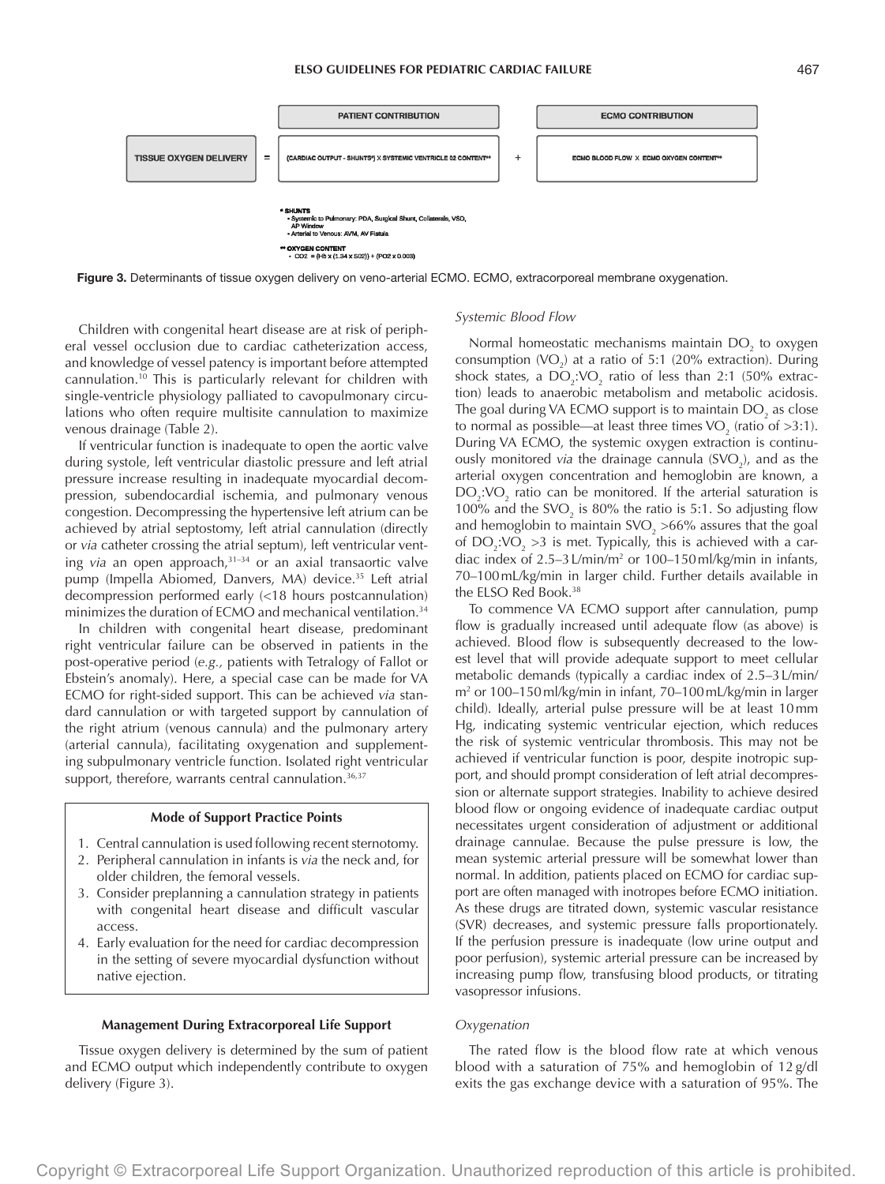| | | PATIENT CONTRIBUTION | | ECMO CONTRIBUTION |
|---|---|---|---|---|
| TISSUE OXYGEN DELIVERY | = | (CARDIAC OUTPUT - SHUNTS*) X SYSTEMIC VENTRICLE O2 CONTENT** | + | ECMO BLOOD FLOW X ECMO OXYGEN CONTENT** |

\* SHUNTS
- Systemic to Pulmonary: PDA, Surgical Shunt, Collaterals, VSD, AP Window
- Arterial to Venous: AVM, AV Fistula

\** OXYGEN CONTENT
- CO2 = (Hb x (1.34 x SO2)) + (PO2 x 0.003)

**Figure 3.** Determinants of tissue oxygen delivery on veno-arterial ECMO. ECMO, extracorporeal membrane oxygenation.

Children with congenital heart disease are at risk of peripheral vessel occlusion due to cardiac catheterization access, and knowledge of vessel patency is important before attempted cannulation.[10] This is particularly relevant for children with single-ventricle physiology palliated to cavopulmonary circulations who often require multisite cannulation to maximize venous drainage (Table 2).

If ventricular function is inadequate to open the aortic valve during systole, left ventricular diastolic pressure and left atrial pressure increase resulting in inadequate myocardial decompression, subendocardial ischemia, and pulmonary venous congestion. Decompressing the hypertensive left atrium can be achieved by atrial septostomy, left atrial cannulation (directly or *via* catheter crossing the atrial septum), left ventricular venting *via* an open approach,[31–34] or an axial transaortic valve pump (Impella Abiomed, Danvers, MA) device.[35] Left atrial decompression performed early (<18 hours postcannulation) minimizes the duration of ECMO and mechanical ventilation.[34]

In children with congenital heart disease, predominant right ventricular failure can be observed in patients in the post-operative period (*e.g.,* patients with Tetralogy of Fallot or Ebstein's anomaly). Here, a special case can be made for VA ECMO for right-sided support. This can be achieved *via* standard cannulation or with targeted support by cannulation of the right atrium (venous cannula) and the pulmonary artery (arterial cannula), facilitating oxygenation and supplementing subpulmonary ventricle function. Isolated right ventricular support, therefore, warrants central cannulation.[36,37]

> **Mode of Support Practice Points**
>
> 1. Central cannulation is used following recent sternotomy.
> 2. Peripheral cannulation in infants is *via* the neck and, for older children, the femoral vessels.
> 3. Consider preplanning a cannulation strategy in patients with congenital heart disease and difficult vascular access.
> 4. Early evaluation for the need for cardiac decompression in the setting of severe myocardial dysfunction without native ejection.

## Management During Extracorporeal Life Support

Tissue oxygen delivery is determined by the sum of patient and ECMO output which independently contribute to oxygen delivery (Figure 3).

### *Systemic Blood Flow*

Normal homeostatic mechanisms maintain $DO_2$ to oxygen consumption ($VO_2$) at a ratio of 5:1 (20% extraction). During shock states, a $DO_2$:$VO_2$ ratio of less than 2:1 (50% extraction) leads to anaerobic metabolism and metabolic acidosis. The goal during VA ECMO support is to maintain $DO_2$ as close to normal as possible—at least three times $VO_2$ (ratio of >3:1). During VA ECMO, the systemic oxygen extraction is continuously monitored *via* the drainage cannula ($SVO_2$), and as the arterial oxygen concentration and hemoglobin are known, a $DO_2$:$VO_2$ ratio can be monitored. If the arterial saturation is 100% and the $SVO_2$ is 80% the ratio is 5:1. So adjusting flow and hemoglobin to maintain $SVO_2$ >66% assures that the goal of $DO_2$:$VO_2$ >3 is met. Typically, this is achieved with a cardiac index of 2.5–3 L/min/m$^2$ or 100–150 ml/kg/min in infants, 70–100 mL/kg/min in larger child. Further details available in the ELSO Red Book.[38]

To commence VA ECMO support after cannulation, pump flow is gradually increased until adequate flow (as above) is achieved. Blood flow is subsequently decreased to the lowest level that will provide adequate support to meet cellular metabolic demands (typically a cardiac index of 2.5–3 L/min/m$^2$ or 100–150 ml/kg/min in infant, 70–100 mL/kg/min in larger child). Ideally, arterial pulse pressure will be at least 10 mm Hg, indicating systemic ventricular ejection, which reduces the risk of systemic ventricular thrombosis. This may not be achieved if ventricular function is poor, despite inotropic support, and should prompt consideration of left atrial decompression or alternate support strategies. Inability to achieve desired blood flow or ongoing evidence of inadequate cardiac output necessitates urgent consideration of adjustment or additional drainage cannulae. Because the pulse pressure is low, the mean systemic arterial pressure will be somewhat lower than normal. In addition, patients placed on ECMO for cardiac support are often managed with inotropes before ECMO initiation. As these drugs are titrated down, systemic vascular resistance (SVR) decreases, and systemic pressure falls proportionately. If the perfusion pressure is inadequate (low urine output and poor perfusion), systemic arterial pressure can be increased by increasing pump flow, transfusing blood products, or titrating vasopressor infusions.

### *Oxygenation*

The rated flow is the blood flow rate at which venous blood with a saturation of 75% and hemoglobin of 12 g/dl exits the gas exchange device with a saturation of 95%. The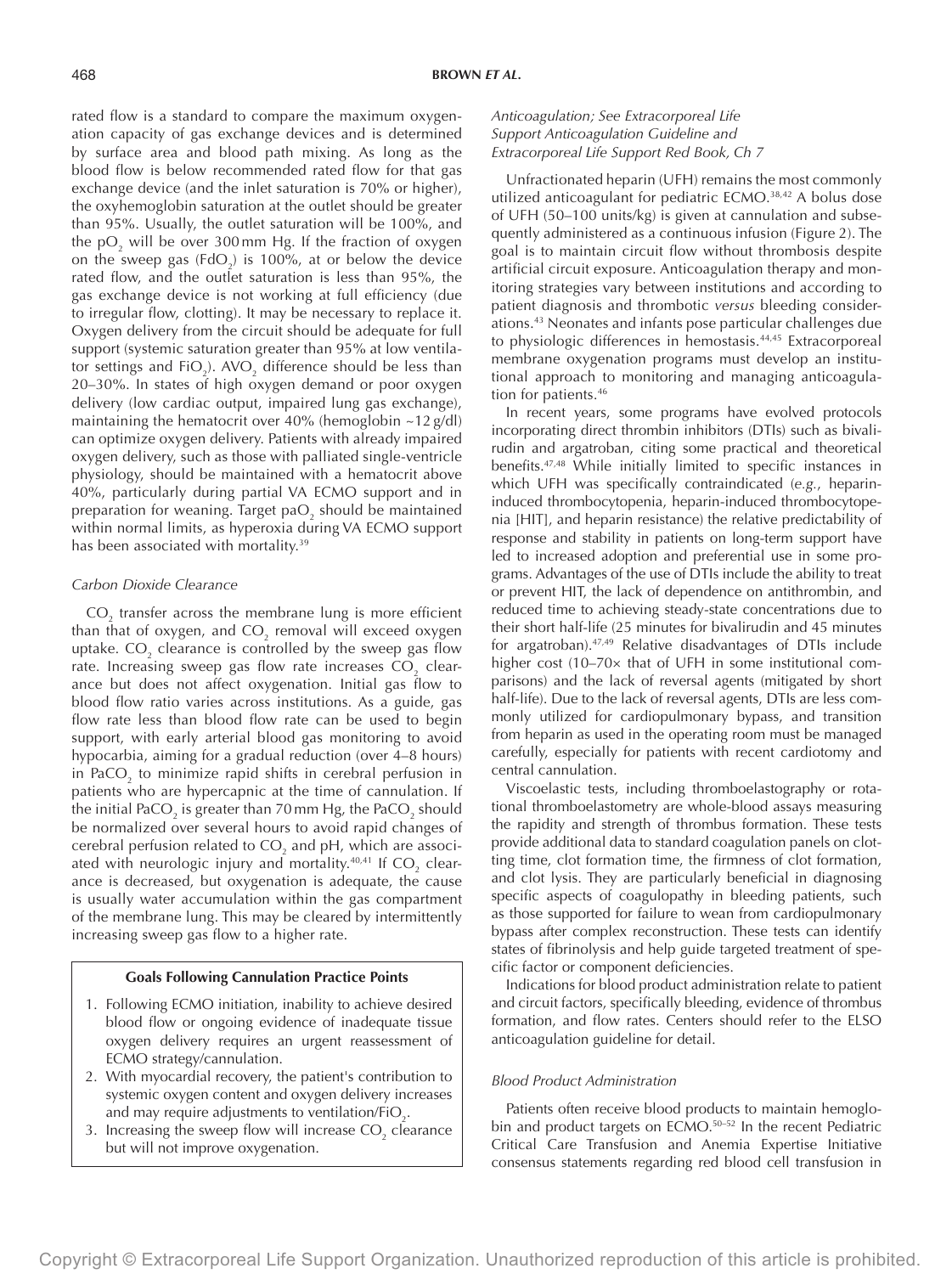rated flow is a standard to compare the maximum oxygenation capacity of gas exchange devices and is determined by surface area and blood path mixing. As long as the blood flow is below recommended rated flow for that gas exchange device (and the inlet saturation is 70% or higher), the oxyhemoglobin saturation at the outlet should be greater than 95%. Usually, the outlet saturation will be 100%, and the $pO_2$ will be over 300 mm Hg. If the fraction of oxygen on the sweep gas ($FdO_2$) is 100%, at or below the device rated flow, and the outlet saturation is less than 95%, the gas exchange device is not working at full efficiency (due to irregular flow, clotting). It may be necessary to replace it. Oxygen delivery from the circuit should be adequate for full support (systemic saturation greater than 95% at low ventilator settings and $FiO_2$). $AVO_2$ difference should be less than 20–30%. In states of high oxygen demand or poor oxygen delivery (low cardiac output, impaired lung gas exchange), maintaining the hematocrit over 40% (hemoglobin ~12 g/dl) can optimize oxygen delivery. Patients with already impaired oxygen delivery, such as those with palliated single-ventricle physiology, should be maintained with a hematocrit above 40%, particularly during partial VA ECMO support and in preparation for weaning. Target $paO_2$ should be maintained within normal limits, as hyperoxia during VA ECMO support has been associated with mortality.[39]

#### *Carbon Dioxide Clearance*

$CO_2$ transfer across the membrane lung is more efficient than that of oxygen, and $CO_2$ removal will exceed oxygen uptake. $CO_2$ clearance is controlled by the sweep gas flow rate. Increasing sweep gas flow rate increases $CO_2$ clearance but does not affect oxygenation. Initial gas flow to blood flow ratio varies across institutions. As a guide, gas flow rate less than blood flow rate can be used to begin support, with early arterial blood gas monitoring to avoid hypocarbia, aiming for a gradual reduction (over 4–8 hours) in $PaCO_2$ to minimize rapid shifts in cerebral perfusion in patients who are hypercapnic at the time of cannulation. If the initial $PaCO_2$ is greater than 70 mm Hg, the $PaCO_2$ should be normalized over several hours to avoid rapid changes of cerebral perfusion related to $CO_2$ and pH, which are associated with neurologic injury and mortality.[40,41] If $CO_2$ clearance is decreased, but oxygenation is adequate, the cause is usually water accumulation within the gas compartment of the membrane lung. This may be cleared by intermittently increasing sweep gas flow to a higher rate.

**Goals Following Cannulation Practice Points**

1. Following ECMO initiation, inability to achieve desired blood flow or ongoing evidence of inadequate tissue oxygen delivery requires an urgent reassessment of ECMO strategy/cannulation.
2. With myocardial recovery, the patient's contribution to systemic oxygen content and oxygen delivery increases and may require adjustments to ventilation/$FiO_2$.
3. Increasing the sweep flow will increase $CO_2$ clearance but will not improve oxygenation.

#### *Anticoagulation; See Extracorporeal Life Support Anticoagulation Guideline and Extracorporeal Life Support Red Book, Ch 7*

Unfractionated heparin (UFH) remains the most commonly utilized anticoagulant for pediatric ECMO.[38,42] A bolus dose of UFH (50–100 units/kg) is given at cannulation and subsequently administered as a continuous infusion (Figure 2). The goal is to maintain circuit flow without thrombosis despite artificial circuit exposure. Anticoagulation therapy and monitoring strategies vary between institutions and according to patient diagnosis and thrombotic *versus* bleeding considerations.[43] Neonates and infants pose particular challenges due to physiologic differences in hemostasis.[44,45] Extracorporeal membrane oxygenation programs must develop an institutional approach to monitoring and managing anticoagulation for patients.[46]

In recent years, some programs have evolved protocols incorporating direct thrombin inhibitors (DTIs) such as bivalirudin and argatroban, citing some practical and theoretical benefits.[47,48] While initially limited to specific instances in which UFH was specifically contraindicated (*e.g.*, heparin-induced thrombocytopenia, heparin-induced thrombocytopenia [HIT], and heparin resistance) the relative predictability of response and stability in patients on long-term support have led to increased adoption and preferential use in some programs. Advantages of the use of DTIs include the ability to treat or prevent HIT, the lack of dependence on antithrombin, and reduced time to achieving steady-state concentrations due to their short half-life (25 minutes for bivalirudin and 45 minutes for argatroban).[47,49] Relative disadvantages of DTIs include higher cost (10–70× that of UFH in some institutional comparisons) and the lack of reversal agents (mitigated by short half-life). Due to the lack of reversal agents, DTIs are less commonly utilized for cardiopulmonary bypass, and transition from heparin as used in the operating room must be managed carefully, especially for patients with recent cardiotomy and central cannulation.

Viscoelastic tests, including thromboelastography or rotational thromboelastometry are whole-blood assays measuring the rapidity and strength of thrombus formation. These tests provide additional data to standard coagulation panels on clotting time, clot formation time, the firmness of clot formation, and clot lysis. They are particularly beneficial in diagnosing specific aspects of coagulopathy in bleeding patients, such as those supported for failure to wean from cardiopulmonary bypass after complex reconstruction. These tests can identify states of fibrinolysis and help guide targeted treatment of specific factor or component deficiencies.

Indications for blood product administration relate to patient and circuit factors, specifically bleeding, evidence of thrombus formation, and flow rates. Centers should refer to the ELSO anticoagulation guideline for detail.

#### *Blood Product Administration*

Patients often receive blood products to maintain hemoglobin and product targets on ECMO.[50–52] In the recent Pediatric Critical Care Transfusion and Anemia Expertise Initiative consensus statements regarding red blood cell transfusion in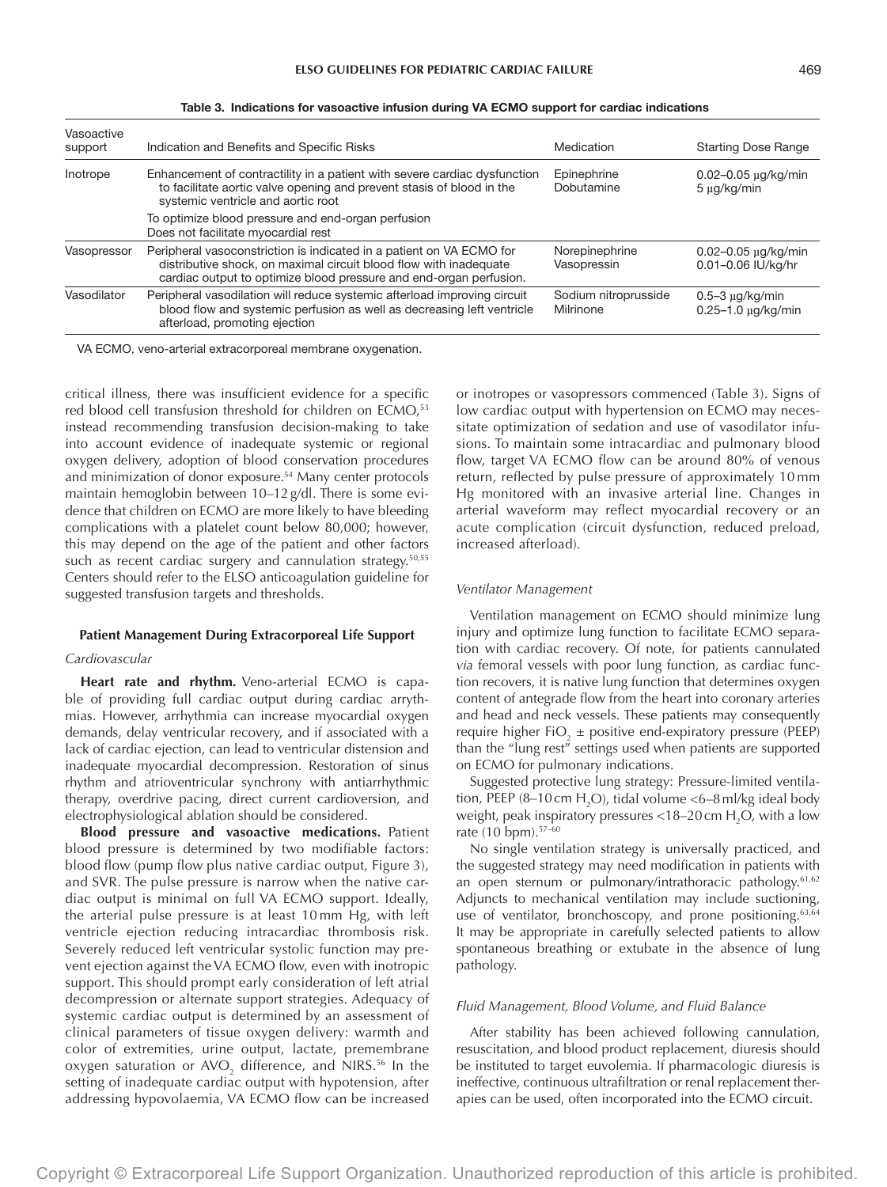Table 3. Indications for vasoactive infusion during VA ECMO support for cardiac indications

| Vasoactive support | Indication and Benefits and Specific Risks | Medication | Starting Dose Range |
|---|---|---|---|
| Inotrope | Enhancement of contractility in a patient with severe cardiac dysfunction to facilitate aortic valve opening and prevent stasis of blood in the systemic ventricle and aortic root<br>To optimize blood pressure and end-organ perfusion<br>Does not facilitate myocardial rest | Epinephrine<br>Dobutamine | 0.02–0.05 μg/kg/min<br>5 μg/kg/min |
| Vasopressor | Peripheral vasoconstriction is indicated in a patient on VA ECMO for distributive shock, on maximal circuit blood flow with inadequate cardiac output to optimize blood pressure and end-organ perfusion. | Norepinephrine<br>Vasopressin | 0.02–0.05 μg/kg/min<br>0.01–0.06 IU/kg/hr |
| Vasodilator | Peripheral vasodilation will reduce systemic afterload improving circuit blood flow and systemic perfusion as well as decreasing left ventricle afterload, promoting ejection | Sodium nitroprusside<br>Milrinone | 0.5–3 μg/kg/min<br>0.25–1.0 μg/kg/min |

VA ECMO, veno-arterial extracorporeal membrane oxygenation.

critical illness, there was insufficient evidence for a specific red blood cell transfusion threshold for children on ECMO,[53] instead recommending transfusion decision-making to take into account evidence of inadequate systemic or regional oxygen delivery, adoption of blood conservation procedures and minimization of donor exposure.[54] Many center protocols maintain hemoglobin between 10–12 g/dl. There is some evidence that children on ECMO are more likely to have bleeding complications with a platelet count below 80,000; however, this may depend on the age of the patient and other factors such as recent cardiac surgery and cannulation strategy.[50,55] Centers should refer to the ELSO anticoagulation guideline for suggested transfusion targets and thresholds.

### Patient Management During Extracorporeal Life Support

#### *Cardiovascular*

**Heart rate and rhythm.** Veno-arterial ECMO is capable of providing full cardiac output during cardiac arrythmias. However, arrhythmia can increase myocardial oxygen demands, delay ventricular recovery, and if associated with a lack of cardiac ejection, can lead to ventricular distension and inadequate myocardial decompression. Restoration of sinus rhythm and atrioventricular synchrony with antiarrhythmic therapy, overdrive pacing, direct current cardioversion, and electrophysiological ablation should be considered.

**Blood pressure and vasoactive medications.** Patient blood pressure is determined by two modifiable factors: blood flow (pump flow plus native cardiac output, Figure 3), and SVR. The pulse pressure is narrow when the native cardiac output is minimal on full VA ECMO support. Ideally, the arterial pulse pressure is at least 10 mm Hg, with left ventricle ejection reducing intracardiac thrombosis risk. Severely reduced left ventricular systolic function may prevent ejection against the VA ECMO flow, even with inotropic support. This should prompt early consideration of left atrial decompression or alternate support strategies. Adequacy of systemic cardiac output is determined by an assessment of clinical parameters of tissue oxygen delivery: warmth and color of extremities, urine output, lactate, premembrane oxygen saturation or $AVO_2$ difference, and NIRS.[56] In the setting of inadequate cardiac output with hypotension, after addressing hypovolaemia, VA ECMO flow can be increased or inotropes or vasopressors commenced (Table 3). Signs of low cardiac output with hypertension on ECMO may necessitate optimization of sedation and use of vasodilator infusions. To maintain some intracardiac and pulmonary blood flow, target VA ECMO flow can be around 80% of venous return, reflected by pulse pressure of approximately 10 mm Hg monitored with an invasive arterial line. Changes in arterial waveform may reflect myocardial recovery or an acute complication (circuit dysfunction, reduced preload, increased afterload).

#### *Ventilator Management*

Ventilation management on ECMO should minimize lung injury and optimize lung function to facilitate ECMO separation with cardiac recovery. Of note, for patients cannulated *via* femoral vessels with poor lung function, as cardiac function recovers, it is native lung function that determines oxygen content of antegrade flow from the heart into coronary arteries and head and neck vessels. These patients may consequently require higher $FiO_2$ ± positive end-expiratory pressure (PEEP) than the "lung rest" settings used when patients are supported on ECMO for pulmonary indications.

Suggested protective lung strategy: Pressure-limited ventilation, PEEP (8–10 cm $H_2O$), tidal volume <6–8 ml/kg ideal body weight, peak inspiratory pressures <18–20 cm $H_2O$, with a low rate (10 bpm).[57–60]

No single ventilation strategy is universally practiced, and the suggested strategy may need modification in patients with an open sternum or pulmonary/intrathoracic pathology.[61,62] Adjuncts to mechanical ventilation may include suctioning, use of ventilator, bronchoscopy, and prone positioning.[63,64] It may be appropriate in carefully selected patients to allow spontaneous breathing or extubate in the absence of lung pathology.

#### *Fluid Management, Blood Volume, and Fluid Balance*

After stability has been achieved following cannulation, resuscitation, and blood product replacement, diuresis should be instituted to target euvolemia. If pharmacologic diuresis is ineffective, continuous ultrafiltration or renal replacement therapies can be used, often incorporated into the ECMO circuit.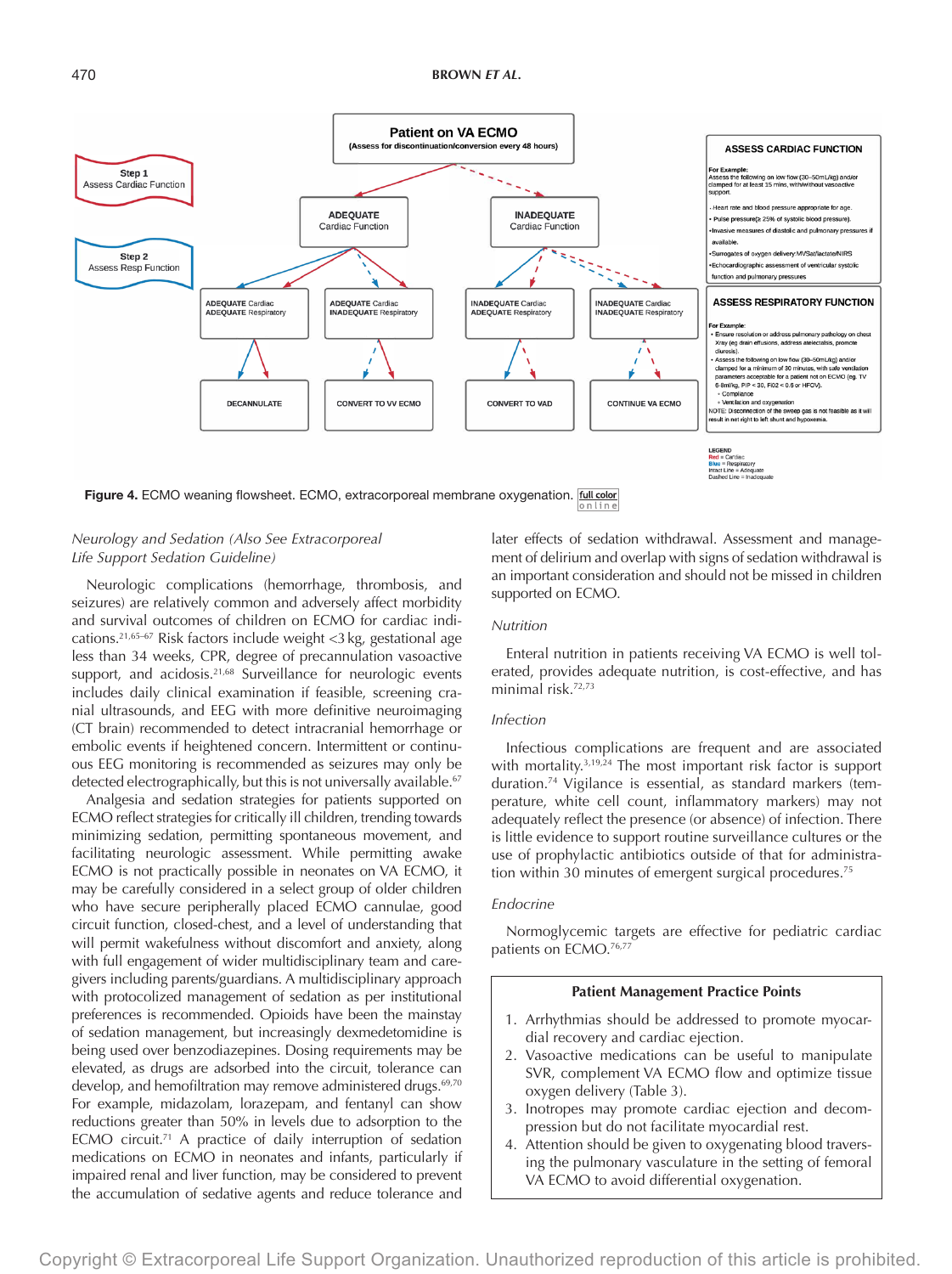Patient on VA ECMO
(Assess for discontinuation/conversion every 48 hours)

Step 1
Assess Cardiac Function

Step 2
Assess Resp Function

ADEQUATE Cardiac Function

INADEQUATE Cardiac Function

ADEQUATE Cardiac ADEQUATE Respiratory

ADEQUATE Cardiac INADEQUATE Respiratory

INADEQUATE Cardiac ADEQUATE Respiratory

INADEQUATE Cardiac INADEQUATE Respiratory

DECANNULATE

CONVERT TO VV ECMO

CONVERT TO VAD

CONTINUE VA ECMO

**ASSESS CARDIAC FUNCTION**

For Example:
Assess the following on low flow (30–50mL/kg) and/or clamped for at least 15 mins, with/without vasoactive support.

- Heart rate and blood pressure appropriate for age.
- Pulse pressure(≥ 25% of systolic blood pressure).
- Invasive measures of diastolic and pulmonary pressures if available.
- Surrogates of oxygen delivery:MVSat/lactate/NIRS
- Echocardiographic assessment of ventricular systolic function and pulmonary pressures

**ASSESS RESPIRATORY FUNCTION**

For Example:

- Ensure resolution or address pulmonary pathology on chest Xray (eg drain effusions, address atelectasis, promote diuresis).
- Assess the following on low flow (30–50mL/kg) and/or clamped for a minimum of 30 minutes, with safe ventilation parameters acceptable for a patient not on ECMO (eg. TV 6-8ml/kg, PIP < 30, FiO2 < 0.6 or HFOV).
  - Compliance
  - Ventilation and oxygenation

NOTE: Disconnection of the sweep gas is not feasible as it will result in net right to left shunt and hypoxemia.

LEGEND
Red = Cardiac
Blue = Respiratory
Intact Line = Adequate
Dashed Line = Inadequate

**Figure 4.** ECMO weaning flowsheet. ECMO, extracorporeal membrane oxygenation.

*Neurology and Sedation (Also See Extracorporeal Life Support Sedation Guideline)*

Neurologic complications (hemorrhage, thrombosis, and seizures) are relatively common and adversely affect morbidity and survival outcomes of children on ECMO for cardiac indications.[21,65–67] Risk factors include weight <3 kg, gestational age less than 34 weeks, CPR, degree of precannulation vasoactive support, and acidosis.[21,68] Surveillance for neurologic events includes daily clinical examination if feasible, screening cranial ultrasounds, and EEG with more definitive neuroimaging (CT brain) recommended to detect intracranial hemorrhage or embolic events if heightened concern. Intermittent or continuous EEG monitoring is recommended as seizures may only be detected electrographically, but this is not universally available.[67]

Analgesia and sedation strategies for patients supported on ECMO reflect strategies for critically ill children, trending towards minimizing sedation, permitting spontaneous movement, and facilitating neurologic assessment. While permitting awake ECMO is not practically possible in neonates on VA ECMO, it may be carefully considered in a select group of older children who have secure peripherally placed ECMO cannulae, good circuit function, closed-chest, and a level of understanding that will permit wakefulness without discomfort and anxiety, along with full engagement of wider multidisciplinary team and caregivers including parents/guardians. A multidisciplinary approach with protocolized management of sedation as per institutional preferences is recommended. Opioids have been the mainstay of sedation management, but increasingly dexmedetomidine is being used over benzodiazepines. Dosing requirements may be elevated, as drugs are adsorbed into the circuit, tolerance can develop, and hemofiltration may remove administered drugs.[69,70] For example, midazolam, lorazepam, and fentanyl can show reductions greater than 50% in levels due to adsorption to the ECMO circuit.[71] A practice of daily interruption of sedation medications on ECMO in neonates and infants, particularly if impaired renal and liver function, may be considered to prevent the accumulation of sedative agents and reduce tolerance and later effects of sedation withdrawal. Assessment and management of delirium and overlap with signs of sedation withdrawal is an important consideration and should not be missed in children supported on ECMO.

*Nutrition*

Enteral nutrition in patients receiving VA ECMO is well tolerated, provides adequate nutrition, is cost-effective, and has minimal risk.[72,73]

*Infection*

Infectious complications are frequent and are associated with mortality.[3,19,24] The most important risk factor is support duration.[74] Vigilance is essential, as standard markers (temperature, white cell count, inflammatory markers) may not adequately reflect the presence (or absence) of infection. There is little evidence to support routine surveillance cultures or the use of prophylactic antibiotics outside of that for administration within 30 minutes of emergent surgical procedures.[75]

*Endocrine*

Normoglycemic targets are effective for pediatric cardiac patients on ECMO.[76,77]

**Patient Management Practice Points**

1. Arrhythmias should be addressed to promote myocardial recovery and cardiac ejection.
2. Vasoactive medications can be useful to manipulate SVR, complement VA ECMO flow and optimize tissue oxygen delivery (Table 3).
3. Inotropes may promote cardiac ejection and decompression but do not facilitate myocardial rest.
4. Attention should be given to oxygenating blood traversing the pulmonary vasculature in the setting of femoral VA ECMO to avoid differential oxygenation.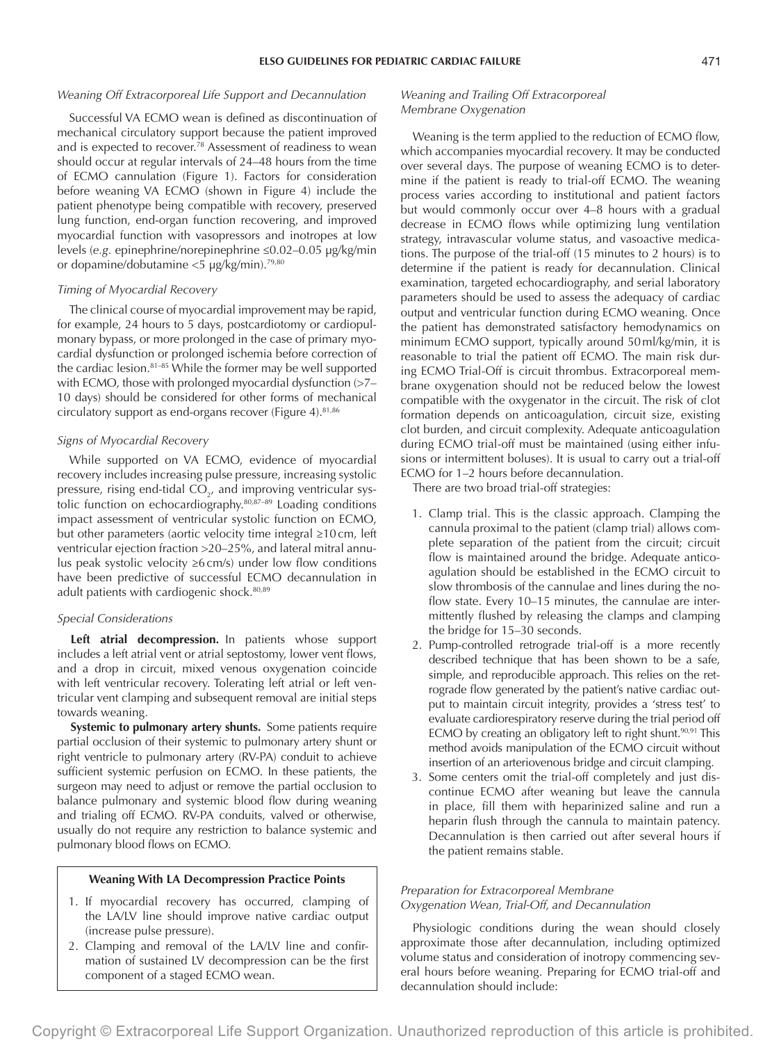### *Weaning Off Extracorporeal Life Support and Decannulation*

Successful VA ECMO wean is defined as discontinuation of mechanical circulatory support because the patient improved and is expected to recover.[78] Assessment of readiness to wean should occur at regular intervals of 24–48 hours from the time of ECMO cannulation (Figure 1). Factors for consideration before weaning VA ECMO (shown in Figure 4) include the patient phenotype being compatible with recovery, preserved lung function, end-organ function recovering, and improved myocardial function with vasopressors and inotropes at low levels (*e.g.* epinephrine/norepinephrine ≤0.02–0.05 μg/kg/min or dopamine/dobutamine <5 μg/kg/min).[79,80]

### *Timing of Myocardial Recovery*

The clinical course of myocardial improvement may be rapid, for example, 24 hours to 5 days, postcardiotomy or cardiopulmonary bypass, or more prolonged in the case of primary myocardial dysfunction or prolonged ischemia before correction of the cardiac lesion.[81–85] While the former may be well supported with ECMO, those with prolonged myocardial dysfunction (>7–10 days) should be considered for other forms of mechanical circulatory support as end-organs recover (Figure 4).[81,86]

### *Signs of Myocardial Recovery*

While supported on VA ECMO, evidence of myocardial recovery includes increasing pulse pressure, increasing systolic pressure, rising end-tidal $CO_2$, and improving ventricular systolic function on echocardiography.[80,87–89] Loading conditions impact assessment of ventricular systolic function on ECMO, but other parameters (aortic velocity time integral ≥10 cm, left ventricular ejection fraction >20–25%, and lateral mitral annulus peak systolic velocity ≥6 cm/s) under low flow conditions have been predictive of successful ECMO decannulation in adult patients with cardiogenic shock.[80,89]

### *Special Considerations*

**Left atrial decompression.** In patients whose support includes a left atrial vent or atrial septostomy, lower vent flows, and a drop in circuit, mixed venous oxygenation coincide with left ventricular recovery. Tolerating left atrial or left ventricular vent clamping and subsequent removal are initial steps towards weaning.

**Systemic to pulmonary artery shunts.** Some patients require partial occlusion of their systemic to pulmonary artery shunt or right ventricle to pulmonary artery (RV-PA) conduit to achieve sufficient systemic perfusion on ECMO. In these patients, the surgeon may need to adjust or remove the partial occlusion to balance pulmonary and systemic blood flow during weaning and trialing off ECMO. RV-PA conduits, valved or otherwise, usually do not require any restriction to balance systemic and pulmonary blood flows on ECMO.

**Weaning With LA Decompression Practice Points**

1. If myocardial recovery has occurred, clamping of the LA/LV line should improve native cardiac output (increase pulse pressure).
2. Clamping and removal of the LA/LV line and confirmation of sustained LV decompression can be the first component of a staged ECMO wean.

### *Weaning and Trailing Off Extracorporeal Membrane Oxygenation*

Weaning is the term applied to the reduction of ECMO flow, which accompanies myocardial recovery. It may be conducted over several days. The purpose of weaning ECMO is to determine if the patient is ready to trial-off ECMO. The weaning process varies according to institutional and patient factors but would commonly occur over 4–8 hours with a gradual decrease in ECMO flows while optimizing lung ventilation strategy, intravascular volume status, and vasoactive medications. The purpose of the trial-off (15 minutes to 2 hours) is to determine if the patient is ready for decannulation. Clinical examination, targeted echocardiography, and serial laboratory parameters should be used to assess the adequacy of cardiac output and ventricular function during ECMO weaning. Once the patient has demonstrated satisfactory hemodynamics on minimum ECMO support, typically around 50 ml/kg/min, it is reasonable to trial the patient off ECMO. The main risk during ECMO Trial-Off is circuit thrombus. Extracorporeal membrane oxygenation should not be reduced below the lowest compatible with the oxygenator in the circuit. The risk of clot formation depends on anticoagulation, circuit size, existing clot burden, and circuit complexity. Adequate anticoagulation during ECMO trial-off must be maintained (using either infusions or intermittent boluses). It is usual to carry out a trial-off ECMO for 1–2 hours before decannulation.

There are two broad trial-off strategies:

1. Clamp trial. This is the classic approach. Clamping the cannula proximal to the patient (clamp trial) allows complete separation of the patient from the circuit; circuit flow is maintained around the bridge. Adequate anticoagulation should be established in the ECMO circuit to slow thrombosis of the cannulae and lines during the no-flow state. Every 10–15 minutes, the cannulae are intermittently flushed by releasing the clamps and clamping the bridge for 15–30 seconds.
2. Pump-controlled retrograde trial-off is a more recently described technique that has been shown to be a safe, simple, and reproducible approach. This relies on the retrograde flow generated by the patient's native cardiac output to maintain circuit integrity, provides a 'stress test' to evaluate cardiorespiratory reserve during the trial period off ECMO by creating an obligatory left to right shunt.[90,91] This method avoids manipulation of the ECMO circuit without insertion of an arteriovenous bridge and circuit clamping.
3. Some centers omit the trial-off completely and just discontinue ECMO after weaning but leave the cannula in place, fill them with heparinized saline and run a heparin flush through the cannula to maintain patency. Decannulation is then carried out after several hours if the patient remains stable.

### *Preparation for Extracorporeal Membrane Oxygenation Wean, Trial-Off, and Decannulation*

Physiologic conditions during the wean should closely approximate those after decannulation, including optimized volume status and consideration of inotropy commencing several hours before weaning. Preparing for ECMO trial-off and decannulation should include: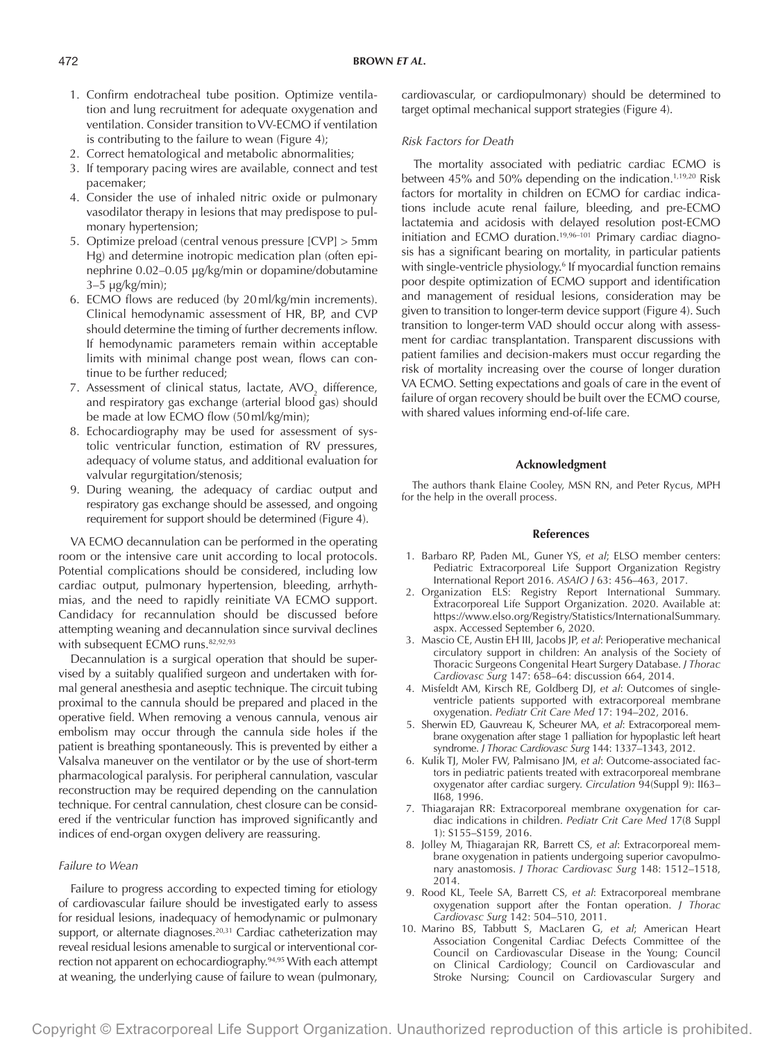1. Confirm endotracheal tube position. Optimize ventilation and lung recruitment for adequate oxygenation and ventilation. Consider transition to VV-ECMO if ventilation is contributing to the failure to wean (Figure 4);
2. Correct hematological and metabolic abnormalities;
3. If temporary pacing wires are available, connect and test pacemaker;
4. Consider the use of inhaled nitric oxide or pulmonary vasodilator therapy in lesions that may predispose to pulmonary hypertension;
5. Optimize preload (central venous pressure [CVP] > 5mm Hg) and determine inotropic medication plan (often epinephrine 0.02–0.05 μg/kg/min or dopamine/dobutamine 3–5 μg/kg/min);
6. ECMO flows are reduced (by 20 ml/kg/min increments). Clinical hemodynamic assessment of HR, BP, and CVP should determine the timing of further decrements inflow. If hemodynamic parameters remain within acceptable limits with minimal change post wean, flows can continue to be further reduced;
7. Assessment of clinical status, lactate, $AVO_2$ difference, and respiratory gas exchange (arterial blood gas) should be made at low ECMO flow (50 ml/kg/min);
8. Echocardiography may be used for assessment of systolic ventricular function, estimation of RV pressures, adequacy of volume status, and additional evaluation for valvular regurgitation/stenosis;
9. During weaning, the adequacy of cardiac output and respiratory gas exchange should be assessed, and ongoing requirement for support should be determined (Figure 4).

VA ECMO decannulation can be performed in the operating room or the intensive care unit according to local protocols. Potential complications should be considered, including low cardiac output, pulmonary hypertension, bleeding, arrhythmias, and the need to rapidly reinitiate VA ECMO support. Candidacy for recannulation should be discussed before attempting weaning and decannulation since survival declines with subsequent ECMO runs.[82,92,93]

Decannulation is a surgical operation that should be supervised by a suitably qualified surgeon and undertaken with formal general anesthesia and aseptic technique. The circuit tubing proximal to the cannula should be prepared and placed in the operative field. When removing a venous cannula, venous air embolism may occur through the cannula side holes if the patient is breathing spontaneously. This is prevented by either a Valsalva maneuver on the ventilator or by the use of short-term pharmacological paralysis. For peripheral cannulation, vascular reconstruction may be required depending on the cannulation technique. For central cannulation, chest closure can be considered if the ventricular function has improved significantly and indices of end-organ oxygen delivery are reassuring.

#### *Failure to Wean*

Failure to progress according to expected timing for etiology of cardiovascular failure should be investigated early to assess for residual lesions, inadequacy of hemodynamic or pulmonary support, or alternate diagnoses.[20,31] Cardiac catheterization may reveal residual lesions amenable to surgical or interventional correction not apparent on echocardiography.[94,95] With each attempt at weaning, the underlying cause of failure to wean (pulmonary, cardiovascular, or cardiopulmonary) should be determined to target optimal mechanical support strategies (Figure 4).

#### *Risk Factors for Death*

The mortality associated with pediatric cardiac ECMO is between 45% and 50% depending on the indication.[1,19,20] Risk factors for mortality in children on ECMO for cardiac indications include acute renal failure, bleeding, and pre-ECMO lactatemia and acidosis with delayed resolution post-ECMO initiation and ECMO duration.[19,96–101] Primary cardiac diagnosis has a significant bearing on mortality, in particular patients with single-ventricle physiology.[6] If myocardial function remains poor despite optimization of ECMO support and identification and management of residual lesions, consideration may be given to transition to longer-term device support (Figure 4). Such transition to longer-term VAD should occur along with assessment for cardiac transplantation. Transparent discussions with patient families and decision-makers must occur regarding the risk of mortality increasing over the course of longer duration VA ECMO. Setting expectations and goals of care in the event of failure of organ recovery should be built over the ECMO course, with shared values informing end-of-life care.

## Acknowledgment

The authors thank Elaine Cooley, MSN RN, and Peter Rycus, MPH for the help in the overall process.

## References

1. Barbaro RP, Paden ML, Guner YS, *et al*; ELSO member centers: Pediatric Extracorporeal Life Support Organization Registry International Report 2016. *ASAIO J* 63: 456–463, 2017.
2. Organization ELS: Registry Report International Summary. Extracorporeal Life Support Organization. 2020. Available at: https://www.elso.org/Registry/Statistics/InternationalSummary.aspx. Accessed September 6, 2020.
3. Mascio CE, Austin EH III, Jacobs JP, *et al*: Perioperative mechanical circulatory support in children: An analysis of the Society of Thoracic Surgeons Congenital Heart Surgery Database. *J Thorac Cardiovasc Surg* 147: 658–64: discussion 664, 2014.
4. Misfeldt AM, Kirsch RE, Goldberg DJ, *et al*: Outcomes of single-ventricle patients supported with extracorporeal membrane oxygenation. *Pediatr Crit Care Med* 17: 194–202, 2016.
5. Sherwin ED, Gauvreau K, Scheurer MA, *et al*: Extracorporeal membrane oxygenation after stage 1 palliation for hypoplastic left heart syndrome. *J Thorac Cardiovasc Surg* 144: 1337–1343, 2012.
6. Kulik TJ, Moler FW, Palmisano JM, *et al*: Outcome-associated factors in pediatric patients treated with extracorporeal membrane oxygenator after cardiac surgery. *Circulation* 94(Suppl 9): II63–II68, 1996.
7. Thiagarajan RR: Extracorporeal membrane oxygenation for cardiac indications in children. *Pediatr Crit Care Med* 17(8 Suppl 1): S155–S159, 2016.
8. Jolley M, Thiagarajan RR, Barrett CS, *et al*: Extracorporeal membrane oxygenation in patients undergoing superior cavopulmonary anastomosis. *J Thorac Cardiovasc Surg* 148: 1512–1518, 2014.
9. Rood KL, Teele SA, Barrett CS, *et al*: Extracorporeal membrane oxygenation support after the Fontan operation. *J Thorac Cardiovasc Surg* 142: 504–510, 2011.
10. Marino BS, Tabbutt S, MacLaren G, *et al*; American Heart Association Congenital Cardiac Defects Committee of the Council on Cardiovascular Disease in the Young; Council on Clinical Cardiology; Council on Cardiovascular and Stroke Nursing; Council on Cardiovascular Surgery and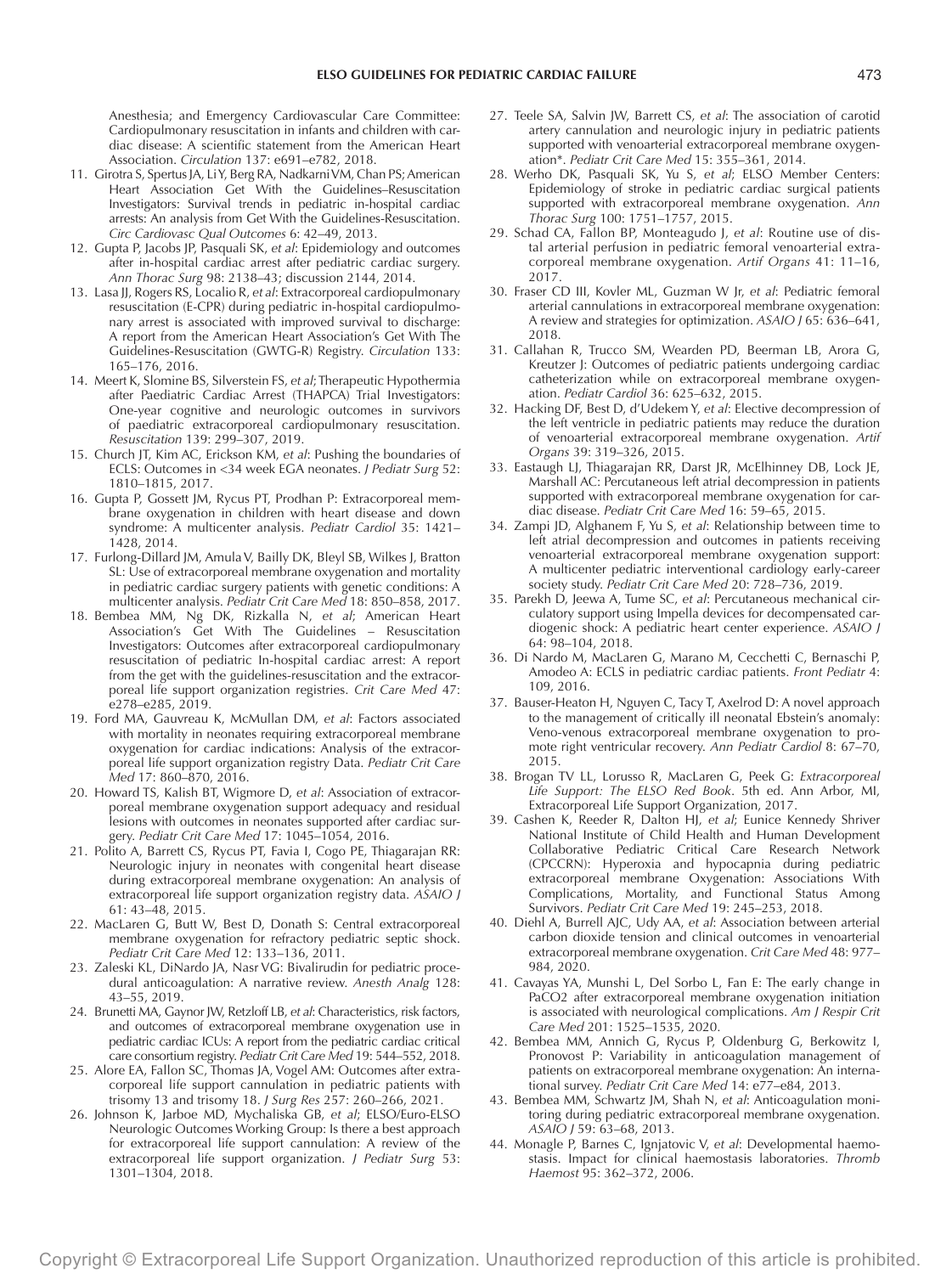Anesthesia; and Emergency Cardiovascular Care Committee: Cardiopulmonary resuscitation in infants and children with cardiac disease: A scientific statement from the American Heart Association. *Circulation* 137: e691–e782, 2018.

11. Girotra S, Spertus JA, Li Y, Berg RA, Nadkarni VM, Chan PS; American Heart Association Get With the Guidelines–Resuscitation Investigators: Survival trends in pediatric in-hospital cardiac arrests: An analysis from Get With the Guidelines-Resuscitation. *Circ Cardiovasc Qual Outcomes* 6: 42–49, 2013.
12. Gupta P, Jacobs JP, Pasquali SK, *et al*: Epidemiology and outcomes after in-hospital cardiac arrest after pediatric cardiac surgery. *Ann Thorac Surg* 98: 2138–43; discussion 2144, 2014.
13. Lasa JJ, Rogers RS, Localio R, *et al*: Extracorporeal cardiopulmonary resuscitation (E-CPR) during pediatric in-hospital cardiopulmonary arrest is associated with improved survival to discharge: A report from the American Heart Association's Get With The Guidelines-Resuscitation (GWTG-R) Registry. *Circulation* 133: 165–176, 2016.
14. Meert K, Slomine BS, Silverstein FS, *et al*; Therapeutic Hypothermia after Paediatric Cardiac Arrest (THAPCA) Trial Investigators: One-year cognitive and neurologic outcomes in survivors of paediatric extracorporeal cardiopulmonary resuscitation. *Resuscitation* 139: 299–307, 2019.
15. Church JT, Kim AC, Erickson KM, *et al*: Pushing the boundaries of ECLS: Outcomes in <34 week EGA neonates. *J Pediatr Surg* 52: 1810–1815, 2017.
16. Gupta P, Gossett JM, Rycus PT, Prodhan P: Extracorporeal membrane oxygenation in children with heart disease and down syndrome: A multicenter analysis. *Pediatr Cardiol* 35: 1421–1428, 2014.
17. Furlong-Dillard JM, Amula V, Bailly DK, Bleyl SB, Wilkes J, Bratton SL: Use of extracorporeal membrane oxygenation and mortality in pediatric cardiac surgery patients with genetic conditions: A multicenter analysis. *Pediatr Crit Care Med* 18: 850–858, 2017.
18. Bembea MM, Ng DK, Rizkalla N, *et al*; American Heart Association's Get With The Guidelines – Resuscitation Investigators: Outcomes after extracorporeal cardiopulmonary resuscitation of pediatric In-hospital cardiac arrest: A report from the get with the guidelines-resuscitation and the extracorporeal life support organization registries. *Crit Care Med* 47: e278–e285, 2019.
19. Ford MA, Gauvreau K, McMullan DM, *et al*: Factors associated with mortality in neonates requiring extracorporeal membrane oxygenation for cardiac indications: Analysis of the extracorporeal life support organization registry Data. *Pediatr Crit Care Med* 17: 860–870, 2016.
20. Howard TS, Kalish BT, Wigmore D, *et al*: Association of extracorporeal membrane oxygenation support adequacy and residual lesions with outcomes in neonates supported after cardiac surgery. *Pediatr Crit Care Med* 17: 1045–1054, 2016.
21. Polito A, Barrett CS, Rycus PT, Favia I, Cogo PE, Thiagarajan RR: Neurologic injury in neonates with congenital heart disease during extracorporeal membrane oxygenation: An analysis of extracorporeal life support organization registry data. *ASAIO J* 61: 43–48, 2015.
22. MacLaren G, Butt W, Best D, Donath S: Central extracorporeal membrane oxygenation for refractory pediatric septic shock. *Pediatr Crit Care Med* 12: 133–136, 2011.
23. Zaleski KL, DiNardo JA, Nasr VG: Bivalirudin for pediatric procedural anticoagulation: A narrative review. *Anesth Analg* 128: 43–55, 2019.
24. Brunetti MA, Gaynor JW, Retzloff LB, *et al*: Characteristics, risk factors, and outcomes of extracorporeal membrane oxygenation use in pediatric cardiac ICUs: A report from the pediatric cardiac critical care consortium registry. *Pediatr Crit Care Med* 19: 544–552, 2018.
25. Alore EA, Fallon SC, Thomas JA, Vogel AM: Outcomes after extracorporeal life support cannulation in pediatric patients with trisomy 13 and trisomy 18. *J Surg Res* 257: 260–266, 2021.
26. Johnson K, Jarboe MD, Mychaliska GB, *et al*; ELSO/Euro-ELSO Neurologic Outcomes Working Group: Is there a best approach for extracorporeal life support cannulation: A review of the extracorporeal life support organization. *J Pediatr Surg* 53: 1301–1304, 2018.
27. Teele SA, Salvin JW, Barrett CS, *et al*: The association of carotid artery cannulation and neurologic injury in pediatric patients supported with venoarterial extracorporeal membrane oxygenation*. *Pediatr Crit Care Med* 15: 355–361, 2014.
28. Werho DK, Pasquali SK, Yu S, *et al*; ELSO Member Centers: Epidemiology of stroke in pediatric cardiac surgical patients supported with extracorporeal membrane oxygenation. *Ann Thorac Surg* 100: 1751–1757, 2015.
29. Schad CA, Fallon BP, Monteagudo J, *et al*: Routine use of distal arterial perfusion in pediatric femoral venoarterial extracorporeal membrane oxygenation. *Artif Organs* 41: 11–16, 2017.
30. Fraser CD III, Kovler ML, Guzman W Jr, *et al*: Pediatric femoral arterial cannulations in extracorporeal membrane oxygenation: A review and strategies for optimization. *ASAIO J* 65: 636–641, 2018.
31. Callahan R, Trucco SM, Wearden PD, Beerman LB, Arora G, Kreutzer J: Outcomes of pediatric patients undergoing cardiac catheterization while on extracorporeal membrane oxygenation. *Pediatr Cardiol* 36: 625–632, 2015.
32. Hacking DF, Best D, d'Udekem Y, *et al*: Elective decompression of the left ventricle in pediatric patients may reduce the duration of venoarterial extracorporeal membrane oxygenation. *Artif Organs* 39: 319–326, 2015.
33. Eastaugh LJ, Thiagarajan RR, Darst JR, McElhinney DB, Lock JE, Marshall AC: Percutaneous left atrial decompression in patients supported with extracorporeal membrane oxygenation for cardiac disease. *Pediatr Crit Care Med* 16: 59–65, 2015.
34. Zampi JD, Alghanem F, Yu S, *et al*: Relationship between time to left atrial decompression and outcomes in patients receiving venoarterial extracorporeal membrane oxygenation support: A multicenter pediatric interventional cardiology early-career society study. *Pediatr Crit Care Med* 20: 728–736, 2019.
35. Parekh D, Jeewa A, Tume SC, *et al*: Percutaneous mechanical circulatory support using Impella devices for decompensated cardiogenic shock: A pediatric heart center experience. *ASAIO J* 64: 98–104, 2018.
36. Di Nardo M, MacLaren G, Marano M, Cecchetti C, Bernaschi P, Amodeo A: ECLS in pediatric cardiac patients. *Front Pediatr* 4: 109, 2016.
37. Bauser-Heaton H, Nguyen C, Tacy T, Axelrod D: A novel approach to the management of critically ill neonatal Ebstein's anomaly: Veno-venous extracorporeal membrane oxygenation to promote right ventricular recovery. *Ann Pediatr Cardiol* 8: 67–70, 2015.
38. Brogan TV LL, Lorusso R, MacLaren G, Peek G: *Extracorporeal Life Support: The ELSO Red Book*. 5th ed. Ann Arbor, MI, Extracorporeal Life Support Organization, 2017.
39. Cashen K, Reeder R, Dalton HJ, *et al*; Eunice Kennedy Shriver National Institute of Child Health and Human Development Collaborative Pediatric Critical Care Research Network (CPCCRN): Hyperoxia and hypocapnia during pediatric extracorporeal membrane Oxygenation: Associations With Complications, Mortality, and Functional Status Among Survivors. *Pediatr Crit Care Med* 19: 245–253, 2018.
40. Diehl A, Burrell AJC, Udy AA, *et al*: Association between arterial carbon dioxide tension and clinical outcomes in venoarterial extracorporeal membrane oxygenation. *Crit Care Med* 48: 977–984, 2020.
41. Cavayas YA, Munshi L, Del Sorbo L, Fan E: The early change in PaCO2 after extracorporeal membrane oxygenation initiation is associated with neurological complications. *Am J Respir Crit Care Med* 201: 1525–1535, 2020.
42. Bembea MM, Annich G, Rycus P, Oldenburg G, Berkowitz I, Pronovost P: Variability in anticoagulation management of patients on extracorporeal membrane oxygenation: An international survey. *Pediatr Crit Care Med* 14: e77–e84, 2013.
43. Bembea MM, Schwartz JM, Shah N, *et al*: Anticoagulation monitoring during pediatric extracorporeal membrane oxygenation. *ASAIO J* 59: 63–68, 2013.
44. Monagle P, Barnes C, Ignjatovic V, *et al*: Developmental haemostasis. Impact for clinical haemostasis laboratories. *Thromb Haemost* 95: 362–372, 2006.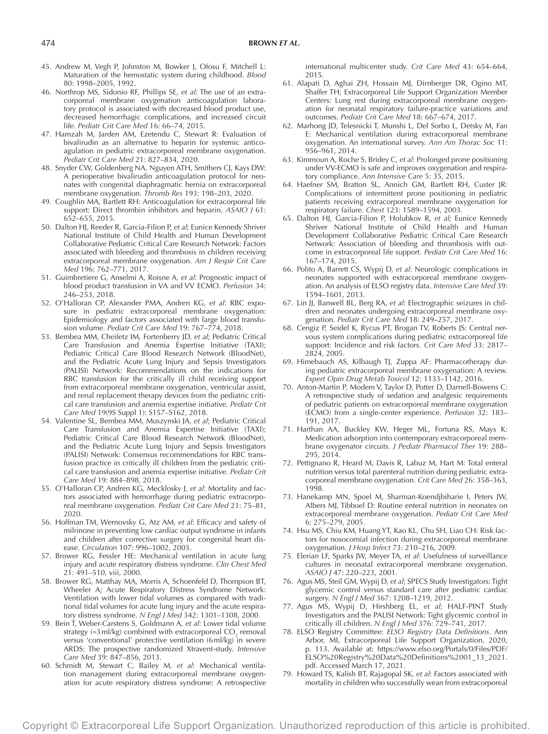45. Andrew M, Vegh P, Johnston M, Bowker J, Ofosu F, Mitchell L: Maturation of the hemostatic system during childhood. *Blood* 80: 1998–2005, 1992.
46. Northrop MS, Sidonio RF, Phillips SE, *et al*: The use of an extracorporeal membrane oxygenation anticoagulation laboratory protocol is associated with decreased blood product use, decreased hemorrhagic complications, and increased circuit life. *Pediatr Crit Care Med* 16: 66–74, 2015.
47. Hamzah M, Jarden AM, Ezetendu C, Stewart R: Evaluation of bivalirudin as an alternative to heparin for systemic anticoagulation in pediatric extracorporeal membrane oxygenation. *Pediatr Crit Care Med* 21: 827–834, 2020.
48. Snyder CW, Goldenberg NA, Nguyen ATH, Smithers CJ, Kays DW: A perioperative bivalirudin anticoagulation protocol for neonates with congenital diaphragmatic hernia on extracorporeal membrane oxygenation. *Thromb Res* 193: 198–203, 2020.
49. Coughlin MA, Bartlett RH: Anticoagulation for extracorporeal life support: Direct thrombin inhibitors and heparin. *ASAIO J* 61: 652–655, 2015.
50. Dalton HJ, Reeder R, Garcia-Filion P, *et al*; Eunice Kennedy Shriver National Institute of Child Health and Human Development Collaborative Pediatric Critical Care Research Network: Factors associated with bleeding and thrombosis in children receiving extracorporeal membrane oxygenation. *Am J Respir Crit Care Med* 196: 762–771, 2017.
51. Guimbretiere G, Anselmi A, Roisne A, *et al*: Prognostic impact of blood product transfusion in VA and VV ECMO. *Perfusion* 34: 246–253, 2018.
52. O'Halloran CP, Alexander PMA, Andren KG, *et al*: RBC exposure in pediatric extracorporeal membrane oxygenation: Epidemiology and factors associated with large blood transfusion volume. *Pediatr Crit Care Med* 19: 767–774, 2018.
53. Bembea MM, Cheifetz IM, Fortenberry JD, *et al*; Pediatric Critical Care Transfusion and Anemia Expertise Initiative (TAXI); Pediatric Critical Care Blood Research Network (BloodNet), and the Pediatric Acute Lung Injury and Sepsis Investigators (PALISI) Network: Recommendations on the indications for RBC transfusion for the critically ill child receiving support from extracorporeal membrane oxygenation, ventricular assist, and renal replacement therapy devices from the pediatric critical care transfusion and anemia expertise initiative. *Pediatr Crit Care Med* 19(9S Suppl 1): S157–S162, 2018.
54. Valentine SL, Bembea MM, Muszynski JA, *et al*; Pediatric Critical Care Transfusion and Anemia Expertise Initiative (TAXI); Pediatric Critical Care Blood Research Network (BloodNet), and the Pediatric Acute Lung Injury and Sepsis Investigators (PALISI) Network: Consensus recommendations for RBC transfusion practice in critically ill children from the pediatric critical care transfusion and anemia expertise initiative. *Pediatr Crit Care Med* 19: 884–898, 2018.
55. O'Halloran CP, Andren KG, Mecklosky J, *et al*: Mortality and factors associated with hemorrhage during pediatric extracorporeal membrane oxygenation. *Pediatr Crit Care Med* 21: 75–81, 2020.
56. Hoffman TM, Wernovsky G, Atz AM, *et al*: Efficacy and safety of milrinone in preventing low cardiac output syndrome in infants and children after corrective surgery for congenital heart disease. *Circulation* 107: 996–1002, 2003.
57. Brower RG, Fessler HE: Mechanical ventilation in acute lung injury and acute respiratory distress syndrome. *Clin Chest Med* 21: 491–510, viii, 2000.
58. Brower RG, Matthay MA, Morris A, Schoenfeld D, Thompson BT, Wheeler A; Acute Respiratory Distress Syndrome Network: Ventilation with lower tidal volumes as compared with traditional tidal volumes for acute lung injury and the acute respiratory distress syndrome. *N Engl J Med* 342: 1301–1308, 2000.
59. Bein T, Weber-Carstens S, Goldmann A, *et al*: Lower tidal volume strategy (≈3 ml/kg) combined with extracorporeal $CO_2$ removal versus 'conventional' protective ventilation (6 ml/kg) in severe ARDS: The prospective randomized Xtravent-study. *Intensive Care Med* 39: 847–856, 2013.
60. Schmidt M, Stewart C, Bailey M, *et al*: Mechanical ventilation management during extracorporeal membrane oxygenation for acute respiratory distress syndrome: A retrospective international multicenter study. *Crit Care Med* 43: 654–664, 2015.
61. Alapati D, Aghai ZH, Hossain MJ, Dirnberger DR, Ogino MT, Shaffer TH; Extracorporeal Life Support Organization Member Centers: Lung rest during extracorporeal membrane oxygenation for neonatal respiratory failure-practice variations and outcomes. *Pediatr Crit Care Med* 18: 667–674, 2017.
62. Marhong JD, Telesnicki T, Munshi L, Del Sorbo L, Detsky M, Fan E: Mechanical ventilation during extracorporeal membrane oxygenation. An international survey. *Ann Am Thorac Soc* 11: 956–961, 2014.
63. Kimmoun A, Roche S, Bridey C, *et al*: Prolonged prone positioning under VV-ECMO is safe and improves oxygenation and respiratory compliance. *Ann Intensive Care* 5: 35, 2015.
64. Haefner SM, Bratton SL, Annich GM, Bartlett RH, Custer JR: Complications of intermittent prone positioning in pediatric patients receiving extracorporeal membrane oxygenation for respiratory failure. *Chest* 123: 1589–1594, 2003.
65. Dalton HJ, Garcia-Filion P, Holubkov R, *et al*; Eunice Kennedy Shriver National Institute of Child Health and Human Development Collaborative Pediatric Critical Care Research Network: Association of bleeding and thrombosis with outcome in extracorporeal life support. *Pediatr Crit Care Med* 16: 167–174, 2015.
66. Polito A, Barrett CS, Wypij D, *et al*: Neurologic complications in neonates supported with extracorporeal membrane oxygenation. An analysis of ELSO registry data. *Intensive Care Med* 39: 1594–1601, 2013.
67. Lin JJ, Banwell BL, Berg RA, *et al*: Electrographic seizures in children and neonates undergoing extracorporeal membrane oxygenation. *Pediatr Crit Care Med* 18: 249–257, 2017.
68. Cengiz P, Seidel K, Rycus PT, Brogan TV, Roberts JS: Central nervous system complications during pediatric extracorporeal life support: Incidence and risk factors. *Crit Care Med* 33: 2817–2824, 2005.
69. Himebauch AS, Kilbaugh TJ, Zuppa AF: Pharmacotherapy during pediatric extracorporeal membrane oxygenation: A review. *Expert Opin Drug Metab Toxicol* 12: 1133–1142, 2016.
70. Anton-Martin P, Modem V, Taylor D, Potter D, Darnell-Bowens C: A retrospective study of sedation and analgesic requirements of pediatric patients on extracorporeal membrane oxygenation (ECMO) from a single-center experience. *Perfusion* 32: 183–191, 2017.
71. Harthan AA, Buckley KW, Heger ML, Fortuna RS, Mays K: Medication adsorption into contemporary extracorporeal membrane oxygenator circuits. *J Pediatr Pharmacol Ther* 19: 288–295, 2014.
72. Pettignano R, Heard M, Davis R, Labuz M, Hart M: Total enteral nutrition versus total parenteral nutrition during pediatric extracorporeal membrane oxygenation. *Crit Care Med* 26: 358–363, 1998.
73. Hanekamp MN, Spoel M, Sharman-Koendjbiharie I, Peters JW, Albers MJ, Tibboel D: Routine enteral nutrition in neonates on extracorporeal membrane oxygenation. *Pediatr Crit Care Med* 6: 275–279, 2005.
74. Hsu MS, Chiu KM, Huang YT, Kao KL, Chu SH, Liao CH: Risk factors for nosocomial infection during extracorporeal membrane oxygenation. *J Hosp Infect* 73: 210–216, 2009.
75. Elerian LF, Sparks JW, Meyer TA, *et al*: Usefulness of surveillance cultures in neonatal extracorporeal membrane oxygenation. *ASAIO J* 47: 220–223, 2001.
76. Agus MS, Steil GM, Wypij D, *et al*; SPECS Study Investigators: Tight glycemic control versus standard care after pediatric cardiac surgery. *N Engl J Med* 367: 1208–1219, 2012.
77. Agus MS, Wypij D, Hirshberg EL, *et al*; HALF-PINT Study Investigators and the PALISI Network: Tight glycemic control in critically ill children. *N Engl J Med* 376: 729–741, 2017.
78. ELSO Registry Committee: *ELSO Registry Data Definitions*. Ann Arbor, MI, Extracorporeal Life Support Organization, 2020, p. 113. Available at: https://www.elso.org/Portals/0/Files/PDF/ELSO%20Registry%20Data%20Definitions%2001_13_2021.pdf. Accessed March 17, 2021.
79. Howard TS, Kalish BT, Rajagopal SK, *et al*: Factors associated with mortality in children who successfully wean from extracorporeal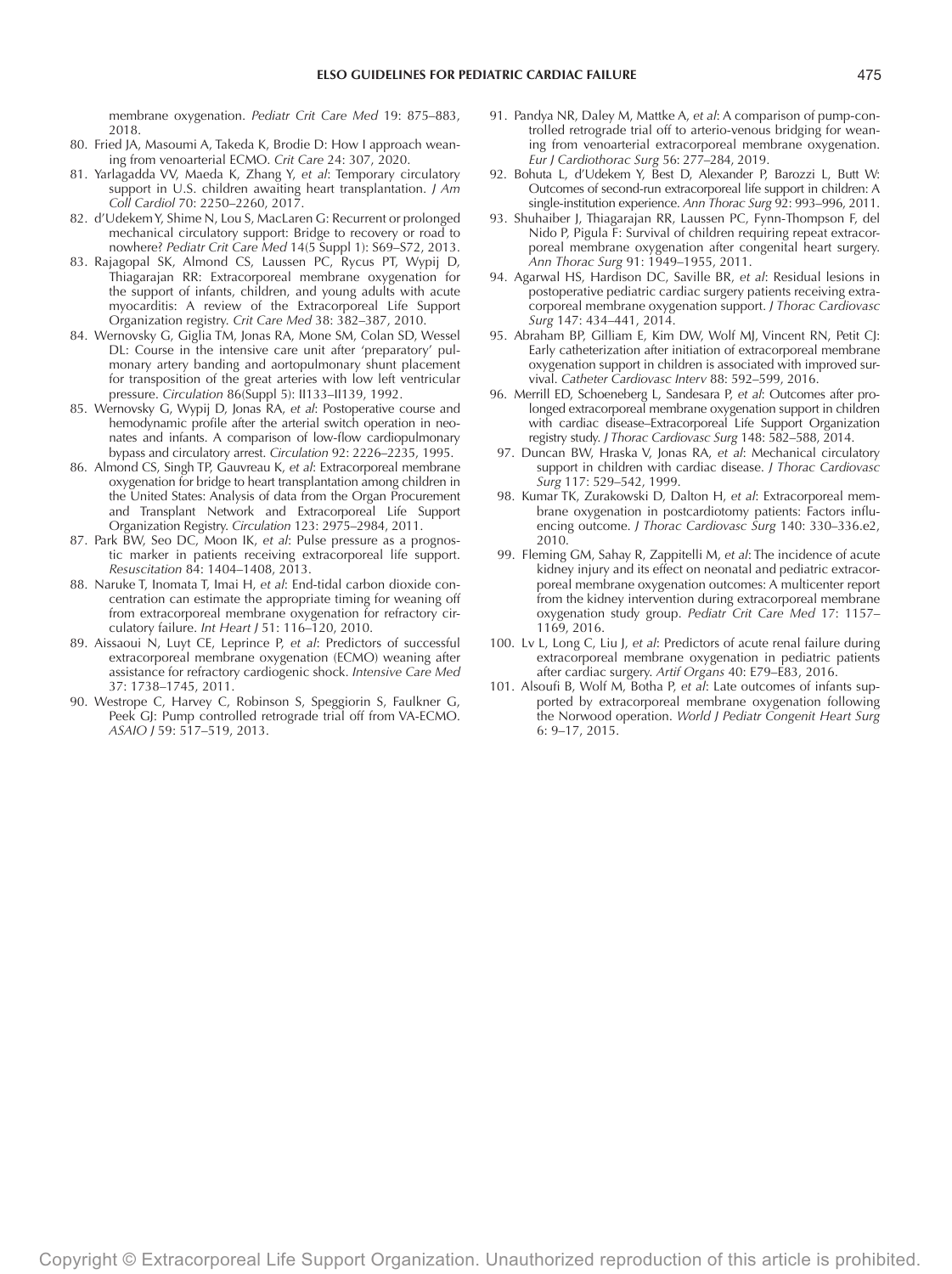membrane oxygenation. *Pediatr Crit Care Med* 19: 875–883, 2018.

80. Fried JA, Masoumi A, Takeda K, Brodie D: How I approach weaning from venoarterial ECMO. *Crit Care* 24: 307, 2020.
81. Yarlagadda VV, Maeda K, Zhang Y, *et al*: Temporary circulatory support in U.S. children awaiting heart transplantation. *J Am Coll Cardiol* 70: 2250–2260, 2017.
82. d'Udekem Y, Shime N, Lou S, MacLaren G: Recurrent or prolonged mechanical circulatory support: Bridge to recovery or road to nowhere? *Pediatr Crit Care Med* 14(5 Suppl 1): S69–S72, 2013.
83. Rajagopal SK, Almond CS, Laussen PC, Rycus PT, Wypij D, Thiagarajan RR: Extracorporeal membrane oxygenation for the support of infants, children, and young adults with acute myocarditis: A review of the Extracorporeal Life Support Organization registry. *Crit Care Med* 38: 382–387, 2010.
84. Wernovsky G, Giglia TM, Jonas RA, Mone SM, Colan SD, Wessel DL: Course in the intensive care unit after 'preparatory' pulmonary artery banding and aortopulmonary shunt placement for transposition of the great arteries with low left ventricular pressure. *Circulation* 86(Suppl 5): II133–II139, 1992.
85. Wernovsky G, Wypij D, Jonas RA, *et al*: Postoperative course and hemodynamic profile after the arterial switch operation in neonates and infants. A comparison of low-flow cardiopulmonary bypass and circulatory arrest. *Circulation* 92: 2226–2235, 1995.
86. Almond CS, Singh TP, Gauvreau K, *et al*: Extracorporeal membrane oxygenation for bridge to heart transplantation among children in the United States: Analysis of data from the Organ Procurement and Transplant Network and Extracorporeal Life Support Organization Registry. *Circulation* 123: 2975–2984, 2011.
87. Park BW, Seo DC, Moon IK, *et al*: Pulse pressure as a prognostic marker in patients receiving extracorporeal life support. *Resuscitation* 84: 1404–1408, 2013.
88. Naruke T, Inomata T, Imai H, *et al*: End-tidal carbon dioxide concentration can estimate the appropriate timing for weaning off from extracorporeal membrane oxygenation for refractory circulatory failure. *Int Heart J* 51: 116–120, 2010.
89. Aissaoui N, Luyt CE, Leprince P, *et al*: Predictors of successful extracorporeal membrane oxygenation (ECMO) weaning after assistance for refractory cardiogenic shock. *Intensive Care Med* 37: 1738–1745, 2011.
90. Westrope C, Harvey C, Robinson S, Speggiorin S, Faulkner G, Peek GJ: Pump controlled retrograde trial off from VA-ECMO. *ASAIO J* 59: 517–519, 2013.
91. Pandya NR, Daley M, Mattke A, *et al*: A comparison of pump-controlled retrograde trial off to arterio-venous bridging for weaning from venoarterial extracorporeal membrane oxygenation. *Eur J Cardiothorac Surg* 56: 277–284, 2019.
92. Bohuta L, d'Udekem Y, Best D, Alexander P, Barozzi L, Butt W: Outcomes of second-run extracorporeal life support in children: A single-institution experience. *Ann Thorac Surg* 92: 993–996, 2011.
93. Shuhaiber J, Thiagarajan RR, Laussen PC, Fynn-Thompson F, del Nido P, Pigula F: Survival of children requiring repeat extracorporeal membrane oxygenation after congenital heart surgery. *Ann Thorac Surg* 91: 1949–1955, 2011.
94. Agarwal HS, Hardison DC, Saville BR, *et al*: Residual lesions in postoperative pediatric cardiac surgery patients receiving extracorporeal membrane oxygenation support. *J Thorac Cardiovasc Surg* 147: 434–441, 2014.
95. Abraham BP, Gilliam E, Kim DW, Wolf MJ, Vincent RN, Petit CJ: Early catheterization after initiation of extracorporeal membrane oxygenation support in children is associated with improved survival. *Catheter Cardiovasc Interv* 88: 592–599, 2016.
96. Merrill ED, Schoeneberg L, Sandesara P, *et al*: Outcomes after prolonged extracorporeal membrane oxygenation support in children with cardiac disease–Extracorporeal Life Support Organization registry study. *J Thorac Cardiovasc Surg* 148: 582–588, 2014.
97. Duncan BW, Hraska V, Jonas RA, *et al*: Mechanical circulatory support in children with cardiac disease. *J Thorac Cardiovasc Surg* 117: 529–542, 1999.
98. Kumar TK, Zurakowski D, Dalton H, *et al*: Extracorporeal membrane oxygenation in postcardiotomy patients: Factors influencing outcome. *J Thorac Cardiovasc Surg* 140: 330–336.e2, 2010.
99. Fleming GM, Sahay R, Zappitelli M, *et al*: The incidence of acute kidney injury and its effect on neonatal and pediatric extracorporeal membrane oxygenation outcomes: A multicenter report from the kidney intervention during extracorporeal membrane oxygenation study group. *Pediatr Crit Care Med* 17: 1157–1169, 2016.
100. Lv L, Long C, Liu J, *et al*: Predictors of acute renal failure during extracorporeal membrane oxygenation in pediatric patients after cardiac surgery. *Artif Organs* 40: E79–E83, 2016.
101. Alsoufi B, Wolf M, Botha P, *et al*: Late outcomes of infants supported by extracorporeal membrane oxygenation following the Norwood operation. *World J Pediatr Congenit Heart Surg* 6: 9–17, 2015.